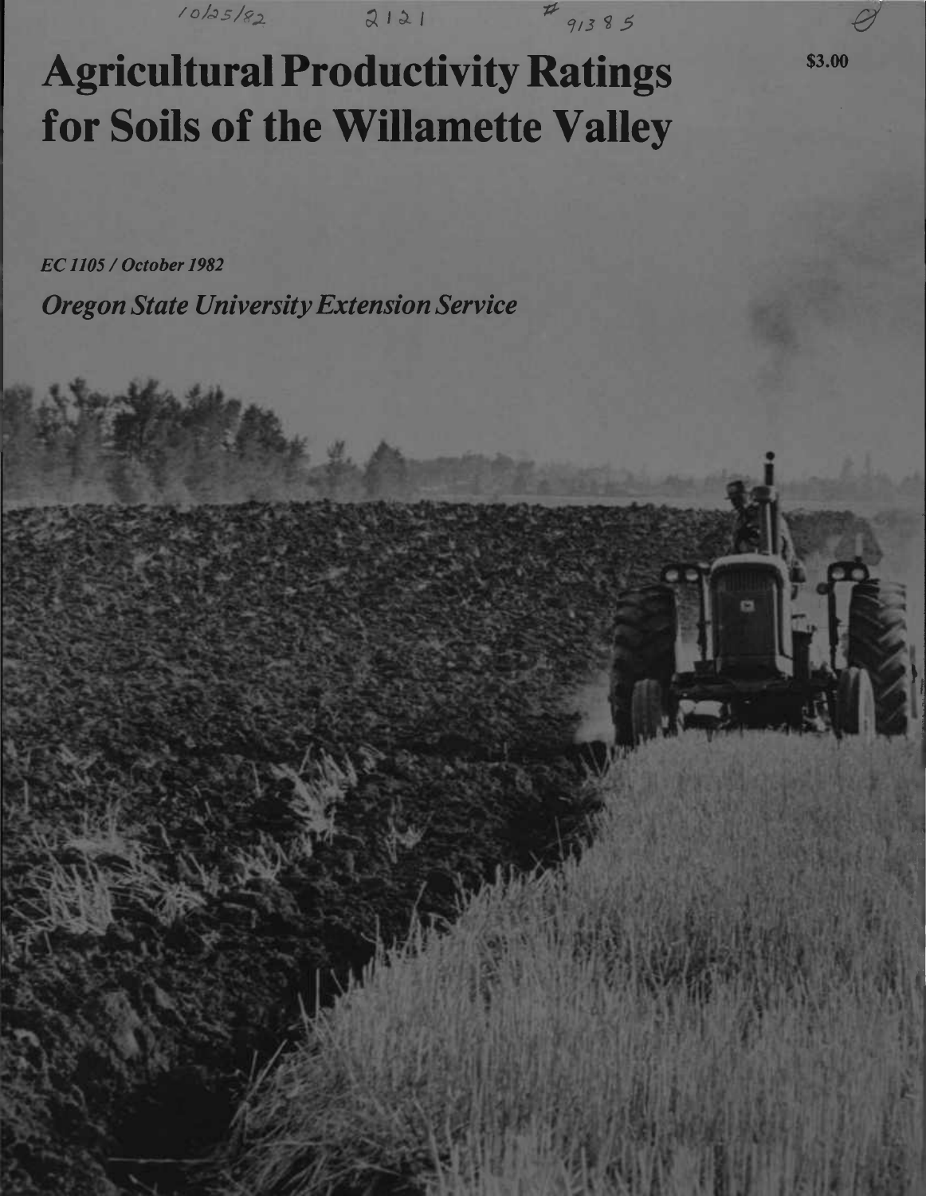10/25/82 2121 # 91385

# Agricultural Productivity Ratings for Soils of the Willamette Valley

$3.00

*EC 1105 / October 1982*

*Oregon State University Extension Service*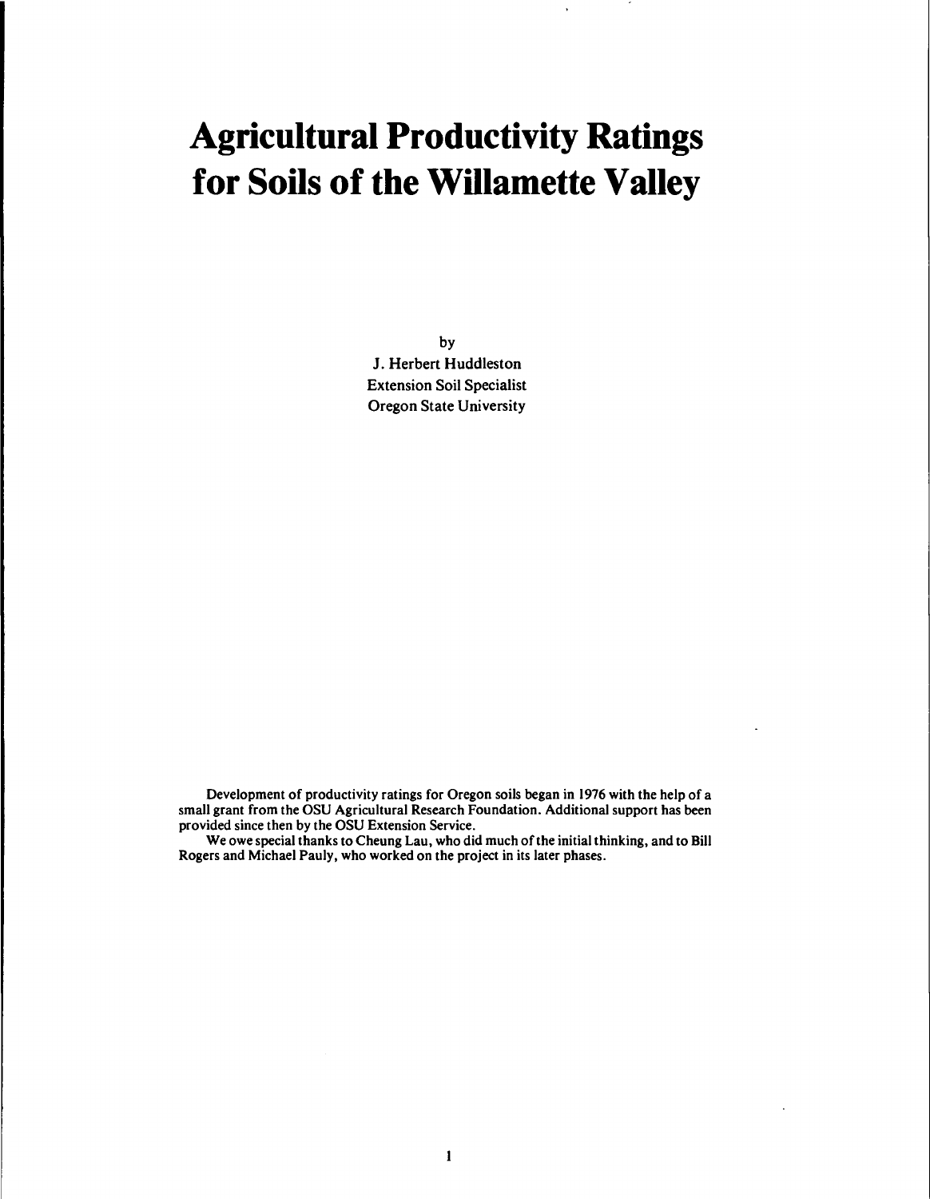# Agricultural Productivity Ratings for Soils of the Willamette Valley

by
J. Herbert Huddleston
Extension Soil Specialist
Oregon State University

Development of productivity ratings for Oregon soils began in 1976 with the help of a small grant from the OSU Agricultural Research Foundation. Additional support has been provided since then by the OSU Extension Service.

We owe special thanks to Cheung Lau, who did much of the initial thinking, and to Bill Rogers and Michael Pauly, who worked on the project in its later phases.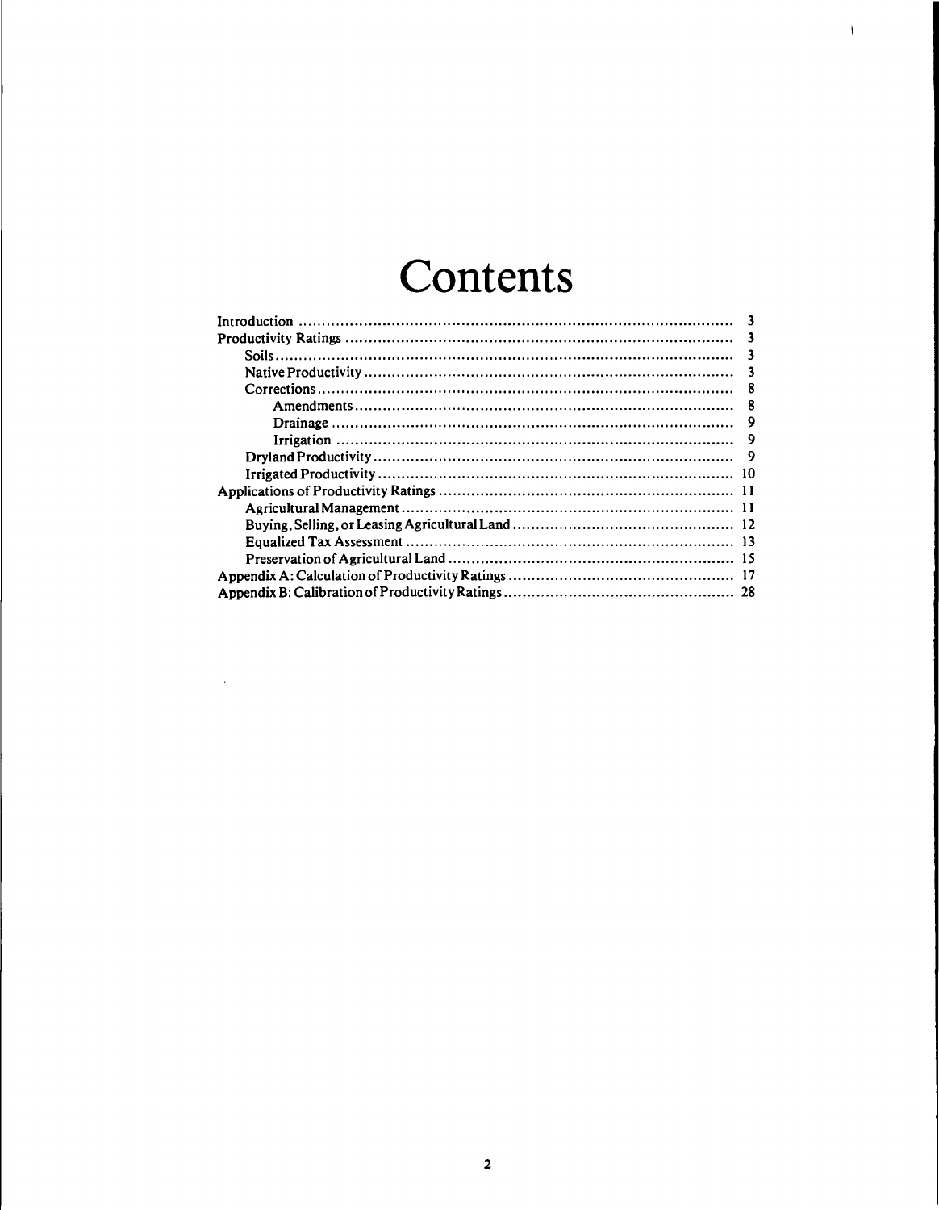# Contents

- Introduction ........ 3
- Productivity Ratings ........ 3
  - Soils ........ 3
  - Native Productivity ........ 3
  - Corrections ........ 8
    - Amendments ........ 8
    - Drainage ........ 9
    - Irrigation ........ 9
  - Dryland Productivity ........ 9
  - Irrigated Productivity ........ 10
- Applications of Productivity Ratings ........ 11
  - Agricultural Management ........ 11
  - Buying, Selling, or Leasing Agricultural Land ........ 12
  - Equalized Tax Assessment ........ 13
  - Preservation of Agricultural Land ........ 15
- Appendix A: Calculation of Productivity Ratings ........ 17
- Appendix B: Calibration of Productivity Ratings ........ 28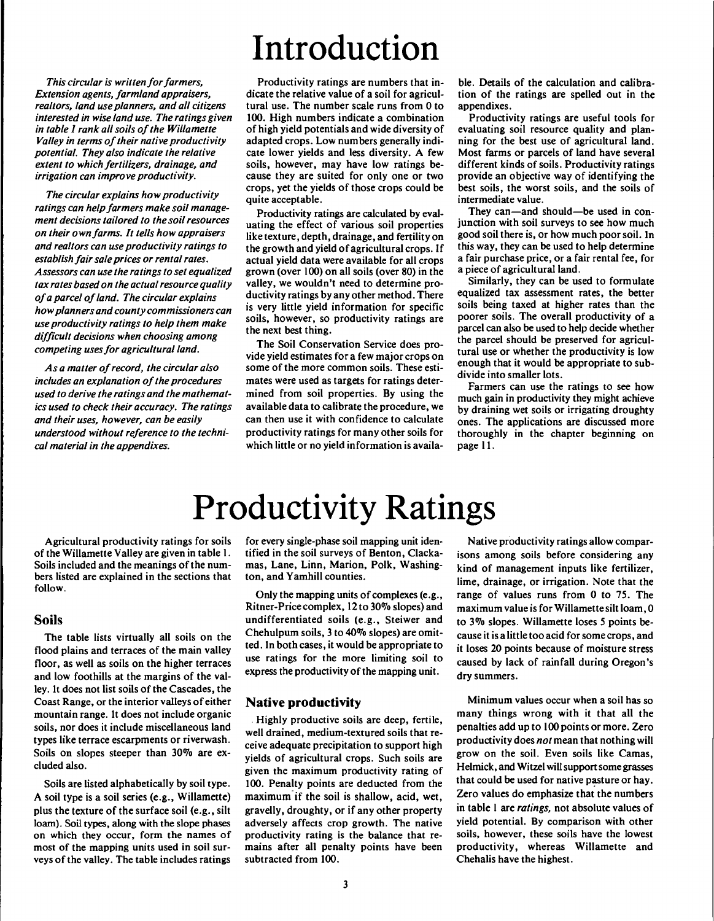# Introduction

*This circular is written for farmers, Extension agents, farmland appraisers, realtors, land use planners, and all citizens interested in wise land use. The ratings given in table 1 rank all soils of the Willamette Valley in terms of their native productivity potential. They also indicate the relative extent to which fertilizers, drainage, and irrigation can improve productivity.*

*The circular explains how productivity ratings can help farmers make soil management decisions tailored to the soil resources on their own farms. It tells how appraisers and realtors can use productivity ratings to establish fair sale prices or rental rates. Assessors can use the ratings to set equalized tax rates based on the actual resource quality of a parcel of land. The circular explains how planners and county commissioners can use productivity ratings to help them make difficult decisions when choosing among competing uses for agricultural land.*

*As a matter of record, the circular also includes an explanation of the procedures used to derive the ratings and the mathematics used to check their accuracy. The ratings and their uses, however, can be easily understood without reference to the technical material in the appendixes.*

Productivity ratings are numbers that indicate the relative value of a soil for agricultural use. The number scale runs from 0 to 100. High numbers indicate a combination of high yield potentials and wide diversity of adapted crops. Low numbers generally indicate lower yields and less diversity. A few soils, however, may have low ratings because they are suited for only one or two crops, yet the yields of those crops could be quite acceptable.

Productivity ratings are calculated by evaluating the effect of various soil properties like texture, depth, drainage, and fertility on the growth and yield of agricultural crops. If actual yield data were available for all crops grown (over 100) on all soils (over 80) in the valley, we wouldn't need to determine productivity ratings by any other method. There is very little yield information for specific soils, however, so productivity ratings are the next best thing.

The Soil Conservation Service does provide yield estimates for a few major crops on some of the more common soils. These estimates were used as targets for ratings determined from soil properties. By using the available data to calibrate the procedure, we can then use it with confidence to calculate productivity ratings for many other soils for which little or no yield information is available. Details of the calculation and calibration of the ratings are spelled out in the appendixes.

Productivity ratings are useful tools for evaluating soil resource quality and planning for the best use of agricultural land. Most farms or parcels of land have several different kinds of soils. Productivity ratings provide an objective way of identifying the best soils, the worst soils, and the soils of intermediate value.

They can—and should—be used in conjunction with soil surveys to see how much good soil there is, or how much poor soil. In this way, they can be used to help determine a fair purchase price, or a fair rental fee, for a piece of agricultural land.

Similarly, they can be used to formulate equalized tax assessment rates, the better soils being taxed at higher rates than the poorer soils. The overall productivity of a parcel can also be used to help decide whether the parcel should be preserved for agricultural use or whether the productivity is low enough that it would be appropriate to subdivide into smaller lots.

Farmers can use the ratings to see how much gain in productivity they might achieve by draining wet soils or irrigating droughty ones. The applications are discussed more thoroughly in the chapter beginning on page 11.

# Productivity Ratings

Agricultural productivity ratings for soils of the Willamette Valley are given in table 1. Soils included and the meanings of the numbers listed are explained in the sections that follow.

## Soils

The table lists virtually all soils on the flood plains and terraces of the main valley floor, as well as soils on the higher terraces and low foothills at the margins of the valley. It does not list soils of the Cascades, the Coast Range, or the interior valleys of either mountain range. It does not include organic soils, nor does it include miscellaneous land types like terrace escarpments or riverwash. Soils on slopes steeper than 30% are excluded also.

Soils are listed alphabetically by soil type. A soil type is a soil series (e.g., Willamette) plus the texture of the surface soil (e.g., silt loam). Soil types, along with the slope phases on which they occur, form the names of most of the mapping units used in soil surveys of the valley. The table includes ratings for every single-phase soil mapping unit identified in the soil surveys of Benton, Clackamas, Lane, Linn, Marion, Polk, Washington, and Yamhill counties.

Only the mapping units of complexes (e.g., Ritner-Price complex, 12 to 30% slopes) and undifferentiated soils (e.g., Steiwer and Chehulpum soils, 3 to 40% slopes) are omitted. In both cases, it would be appropriate to use ratings for the more limiting soil to express the productivity of the mapping unit.

## Native productivity

Highly productive soils are deep, fertile, well drained, medium-textured soils that receive adequate precipitation to support high yields of agricultural crops. Such soils are given the maximum productivity rating of 100. Penalty points are deducted from the maximum if the soil is shallow, acid, wet, gravelly, droughty, or if any other property adversely affects crop growth. The native productivity rating is the balance that remains after all penalty points have been subtracted from 100.

Native productivity ratings allow comparisons among soils before considering any kind of management inputs like fertilizer, lime, drainage, or irrigation. Note that the range of values runs from 0 to 75. The maximum value is for Willamette silt loam, 0 to 3% slopes. Willamette loses 5 points because it is a little too acid for some crops, and it loses 20 points because of moisture stress caused by lack of rainfall during Oregon's dry summers.

Minimum values occur when a soil has so many things wrong with it that all the penalties add up to 100 points or more. Zero productivity does *not* mean that nothing will grow on the soil. Even soils like Camas, Helmick, and Witzel will support some grasses that could be used for native pasture or hay. Zero values do emphasize that the numbers in table 1 are *ratings*, not absolute values of yield potential. By comparison with other soils, however, these soils have the lowest productivity, whereas Willamette and Chehalis have the highest.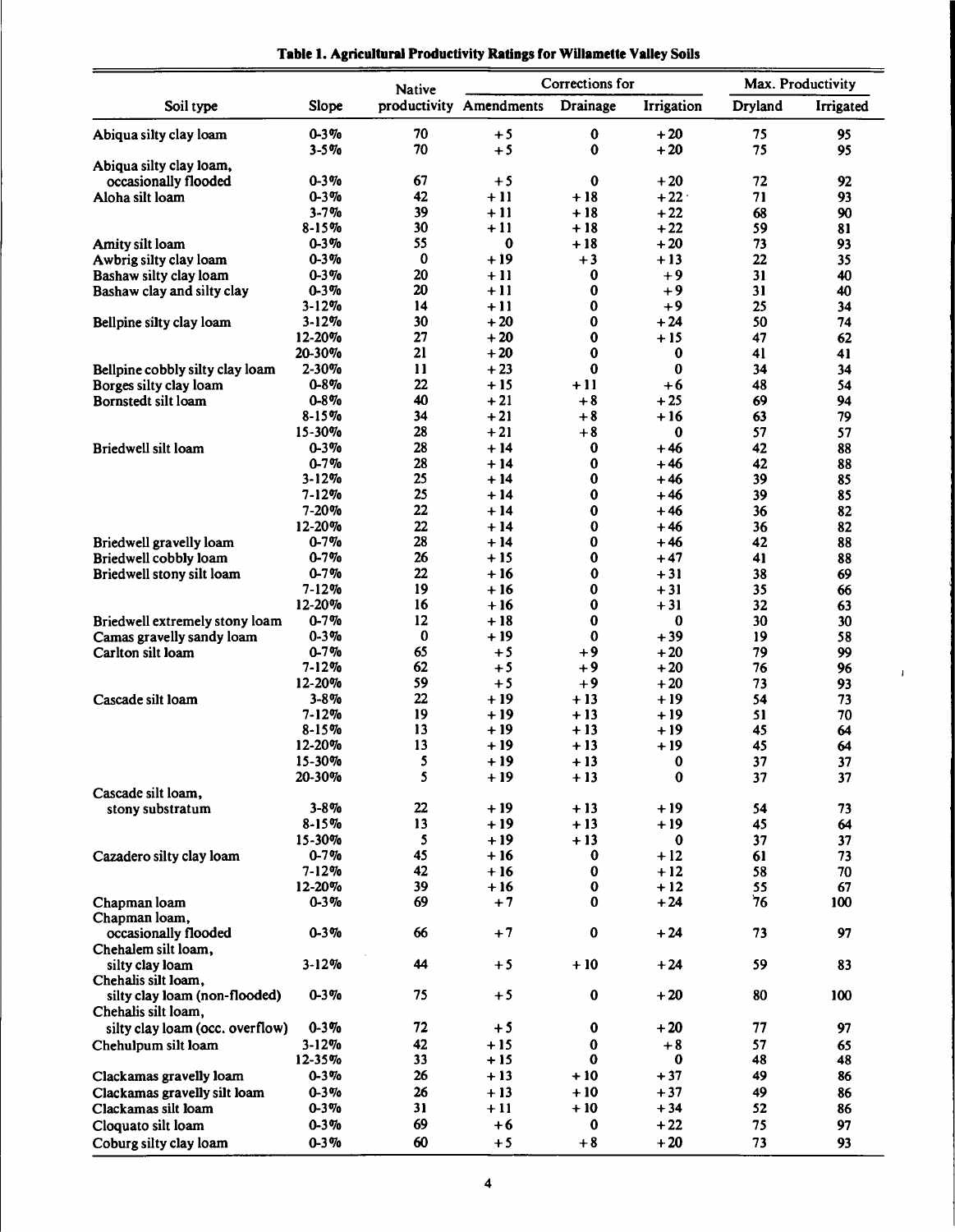**Table 1. Agricultural Productivity Ratings for Willamette Valley Soils**

| Soil type | Slope | Native productivity | Corrections for Amendments | Corrections for Drainage | Corrections for Irrigation | Max. Productivity Dryland | Max. Productivity Irrigated |
|---|---|---|---|---|---|---|---|
| Abiqua silty clay loam | 0-3% | 70 | +5 | 0 | +20 | 75 | 95 |
| | 3-5% | 70 | +5 | 0 | +20 | 75 | 95 |
| Abiqua silty clay loam, occasionally flooded | 0-3% | 67 | +5 | 0 | +20 | 72 | 92 |
| Aloha silt loam | 0-3% | 42 | +11 | +18 | +22 | 71 | 93 |
| | 3-7% | 39 | +11 | +18 | +22 | 68 | 90 |
| | 8-15% | 30 | +11 | +18 | +22 | 59 | 81 |
| Amity silt loam | 0-3% | 55 | 0 | +18 | +20 | 73 | 93 |
| Awbrig silty clay loam | 0-3% | 0 | +19 | +3 | +13 | 22 | 35 |
| Bashaw silty clay loam | 0-3% | 20 | +11 | 0 | +9 | 31 | 40 |
| Bashaw clay and silty clay | 0-3% | 20 | +11 | 0 | +9 | 31 | 40 |
| | 3-12% | 14 | +11 | 0 | +9 | 25 | 34 |
| Bellpine silty clay loam | 3-12% | 30 | +20 | 0 | +24 | 50 | 74 |
| | 12-20% | 27 | +20 | 0 | +15 | 47 | 62 |
| | 20-30% | 21 | +20 | 0 | 0 | 41 | 41 |
| Bellpine cobbly silty clay loam | 2-30% | 11 | +23 | 0 | 0 | 34 | 34 |
| Borges silty clay loam | 0-8% | 22 | +15 | +11 | +6 | 48 | 54 |
| Bornstedt silt loam | 0-8% | 40 | +21 | +8 | +25 | 69 | 94 |
| | 8-15% | 34 | +21 | +8 | +16 | 63 | 79 |
| | 15-30% | 28 | +21 | +8 | 0 | 57 | 57 |
| Briedwell silt loam | 0-3% | 28 | +14 | 0 | +46 | 42 | 88 |
| | 0-7% | 28 | +14 | 0 | +46 | 42 | 88 |
| | 3-12% | 25 | +14 | 0 | +46 | 39 | 85 |
| | 7-12% | 25 | +14 | 0 | +46 | 39 | 85 |
| | 7-20% | 22 | +14 | 0 | +46 | 36 | 82 |
| | 12-20% | 22 | +14 | 0 | +46 | 36 | 82 |
| Briedwell gravelly loam | 0-7% | 28 | +14 | 0 | +46 | 42 | 88 |
| Briedwell cobbly loam | 0-7% | 26 | +15 | 0 | +47 | 41 | 88 |
| Briedwell stony silt loam | 0-7% | 22 | +16 | 0 | +31 | 38 | 69 |
| | 7-12% | 19 | +16 | 0 | +31 | 35 | 66 |
| | 12-20% | 16 | +16 | 0 | +31 | 32 | 63 |
| Briedwell extremely stony loam | 0-7% | 12 | +18 | 0 | 0 | 30 | 30 |
| Camas gravelly sandy loam | 0-3% | 0 | +19 | 0 | +39 | 19 | 58 |
| Carlton silt loam | 0-7% | 65 | +5 | +9 | +20 | 79 | 99 |
| | 7-12% | 62 | +5 | +9 | +20 | 76 | 96 |
| | 12-20% | 59 | +5 | +9 | +20 | 73 | 93 |
| Cascade silt loam | 3-8% | 22 | +19 | +13 | +19 | 54 | 73 |
| | 7-12% | 19 | +19 | +13 | +19 | 51 | 70 |
| | 8-15% | 13 | +19 | +13 | +19 | 45 | 64 |
| | 12-20% | 13 | +19 | +13 | +19 | 45 | 64 |
| | 15-30% | 5 | +19 | +13 | 0 | 37 | 37 |
| | 20-30% | 5 | +19 | +13 | 0 | 37 | 37 |
| Cascade silt loam, stony substratum | 3-8% | 22 | +19 | +13 | +19 | 54 | 73 |
| | 8-15% | 13 | +19 | +13 | +19 | 45 | 64 |
| | 15-30% | 5 | +19 | +13 | 0 | 37 | 37 |
| Cazadero silty clay loam | 0-7% | 45 | +16 | 0 | +12 | 61 | 73 |
| | 7-12% | 42 | +16 | 0 | +12 | 58 | 70 |
| | 12-20% | 39 | +16 | 0 | +12 | 55 | 67 |
| Chapman loam | 0-3% | 69 | +7 | 0 | +24 | 76 | 100 |
| Chapman loam, occasionally flooded | 0-3% | 66 | +7 | 0 | +24 | 73 | 97 |
| Chehalem silt loam, silty clay loam | 3-12% | 44 | +5 | +10 | +24 | 59 | 83 |
| Chehalis silt loam, silty clay loam (non-flooded) | 0-3% | 75 | +5 | 0 | +20 | 80 | 100 |
| Chehalis silt loam, silty clay loam (occ. overflow) | 0-3% | 72 | +5 | 0 | +20 | 77 | 97 |
| Chehulpum silt loam | 3-12% | 42 | +15 | 0 | +8 | 57 | 65 |
| | 12-35% | 33 | +15 | 0 | 0 | 48 | 48 |
| Clackamas gravelly loam | 0-3% | 26 | +13 | +10 | +37 | 49 | 86 |
| Clackamas gravelly silt loam | 0-3% | 26 | +13 | +10 | +37 | 49 | 86 |
| Clackamas silt loam | 0-3% | 31 | +11 | +10 | +34 | 52 | 86 |
| Cloquato silt loam | 0-3% | 69 | +6 | 0 | +22 | 75 | 97 |
| Coburg silty clay loam | 0-3% | 60 | +5 | +8 | +20 | 73 | 93 |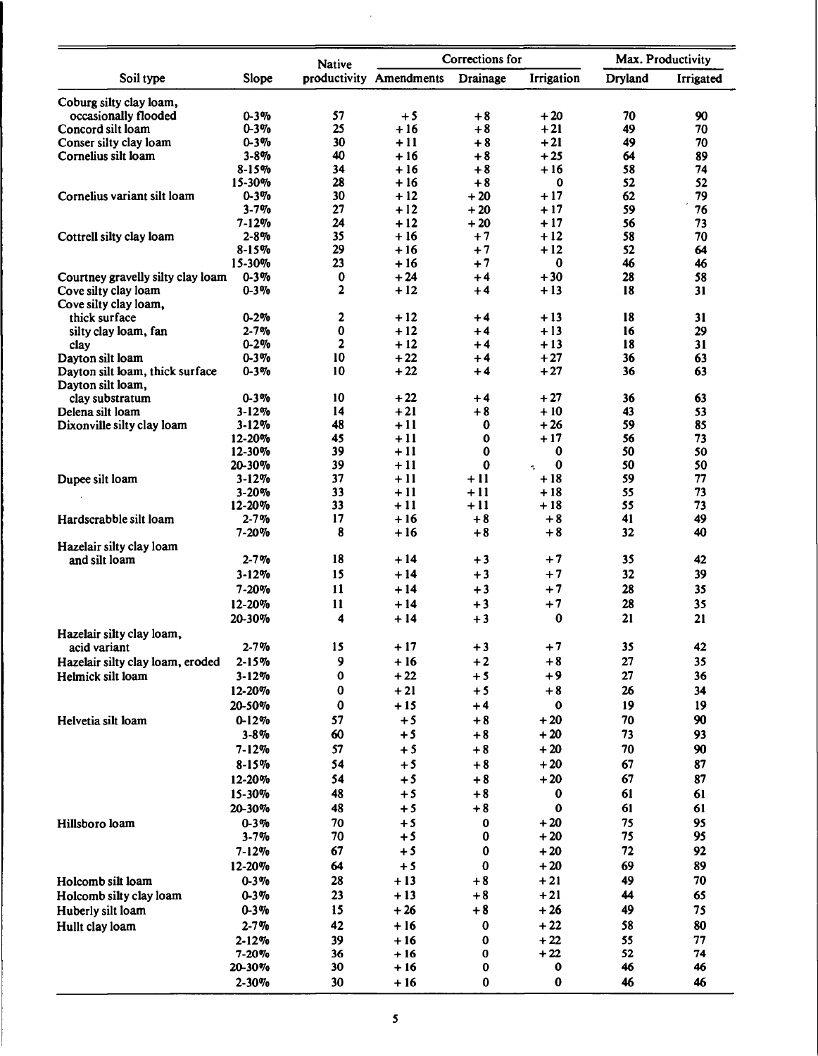| Soil type | Slope | Native productivity | Corrections for | | | Max. Productivity | |
|---|---|---|---|---|---|---|---|
| | | | Amendments | Drainage | Irrigation | Dryland | Irrigated |
| Coburg silty clay loam, occasionally flooded | 0-3% | 57 | +5 | +8 | +20 | 70 | 90 |
| Concord silt loam | 0-3% | 25 | +16 | +8 | +21 | 49 | 70 |
| Conser silty clay loam | 0-3% | 30 | +11 | +8 | +21 | 49 | 70 |
| Cornelius silt loam | 3-8% | 40 | +16 | +8 | +25 | 64 | 89 |
| | 8-15% | 34 | +16 | +8 | +16 | 58 | 74 |
| | 15-30% | 28 | +16 | +8 | 0 | 52 | 52 |
| Cornelius variant silt loam | 0-3% | 30 | +12 | +20 | +17 | 62 | 79 |
| | 3-7% | 27 | +12 | +20 | +17 | 59 | 76 |
| | 7-12% | 24 | +12 | +20 | +17 | 56 | 73 |
| Cottrell silty clay loam | 2-8% | 35 | +16 | +7 | +12 | 58 | 70 |
| | 8-15% | 29 | +16 | +7 | +12 | 52 | 64 |
| | 15-30% | 23 | +16 | +7 | 0 | 46 | 46 |
| Courtney gravelly silty clay loam | 0-3% | 0 | +24 | +4 | +30 | 28 | 58 |
| Cove silty clay loam | 0-3% | 2 | +12 | +4 | +13 | 18 | 31 |
| Cove silty clay loam, thick surface | 0-2% | 2 | +12 | +4 | +13 | 18 | 31 |
| silty clay loam, fan | 2-7% | 0 | +12 | +4 | +13 | 16 | 29 |
| clay | 0-2% | 2 | +12 | +4 | +13 | 18 | 31 |
| Dayton silt loam | 0-3% | 10 | +22 | +4 | +27 | 36 | 63 |
| Dayton silt loam, thick surface | 0-3% | 10 | +22 | +4 | +27 | 36 | 63 |
| Dayton silt loam, clay substratum | 0-3% | 10 | +22 | +4 | +27 | 36 | 63 |
| Delena silt loam | 3-12% | 14 | +21 | +8 | +10 | 43 | 53 |
| Dixonville silty clay loam | 3-12% | 48 | +11 | 0 | +26 | 59 | 85 |
| | 12-20% | 45 | +11 | 0 | +17 | 56 | 73 |
| | 12-30% | 39 | +11 | 0 | 0 | 50 | 50 |
| | 20-30% | 39 | +11 | 0 | 0 | 50 | 50 |
| Dupee silt loam | 3-12% | 37 | +11 | +11 | +18 | 59 | 77 |
| | 3-20% | 33 | +11 | +11 | +18 | 55 | 73 |
| | 12-20% | 33 | +11 | +11 | +18 | 55 | 73 |
| Hardscrabble silt loam | 2-7% | 17 | +16 | +8 | +8 | 41 | 49 |
| | 7-20% | 8 | +16 | +8 | +8 | 32 | 40 |
| Hazelair silty clay loam and silt loam | 2-7% | 18 | +14 | +3 | +7 | 35 | 42 |
| | 3-12% | 15 | +14 | +3 | +7 | 32 | 39 |
| | 7-20% | 11 | +14 | +3 | +7 | 28 | 35 |
| | 12-20% | 11 | +14 | +3 | +7 | 28 | 35 |
| | 20-30% | 4 | +14 | +3 | 0 | 21 | 21 |
| Hazelair silty clay loam, acid variant | 2-7% | 15 | +17 | +3 | +7 | 35 | 42 |
| Hazelair silty clay loam, eroded | 2-15% | 9 | +16 | +2 | +8 | 27 | 35 |
| Helmick silt loam | 3-12% | 0 | +22 | +5 | +9 | 27 | 36 |
| | 12-20% | 0 | +21 | +5 | +8 | 26 | 34 |
| | 20-50% | 0 | +15 | +4 | 0 | 19 | 19 |
| Helvetia silt loam | 0-12% | 57 | +5 | +8 | +20 | 70 | 90 |
| | 3-8% | 60 | +5 | +8 | +20 | 73 | 93 |
| | 7-12% | 57 | +5 | +8 | +20 | 70 | 90 |
| | 8-15% | 54 | +5 | +8 | +20 | 67 | 87 |
| | 12-20% | 54 | +5 | +8 | +20 | 67 | 87 |
| | 15-30% | 48 | +5 | +8 | 0 | 61 | 61 |
| | 20-30% | 48 | +5 | +8 | 0 | 61 | 61 |
| Hillsboro loam | 0-3% | 70 | +5 | 0 | +20 | 75 | 95 |
| | 3-7% | 70 | +5 | 0 | +20 | 75 | 95 |
| | 7-12% | 67 | +5 | 0 | +20 | 72 | 92 |
| | 12-20% | 64 | +5 | 0 | +20 | 69 | 89 |
| Holcomb silt loam | 0-3% | 28 | +13 | +8 | +21 | 49 | 70 |
| Holcomb silty clay loam | 0-3% | 23 | +13 | +8 | +21 | 44 | 65 |
| Huberly silt loam | 0-3% | 15 | +26 | +8 | +26 | 49 | 75 |
| Hullt clay loam | 2-7% | 42 | +16 | 0 | +22 | 58 | 80 |
| | 2-12% | 39 | +16 | 0 | +22 | 55 | 77 |
| | 7-20% | 36 | +16 | 0 | +22 | 52 | 74 |
| | 20-30% | 30 | +16 | 0 | 0 | 46 | 46 |
| | 2-30% | 30 | +16 | 0 | 0 | 46 | 46 |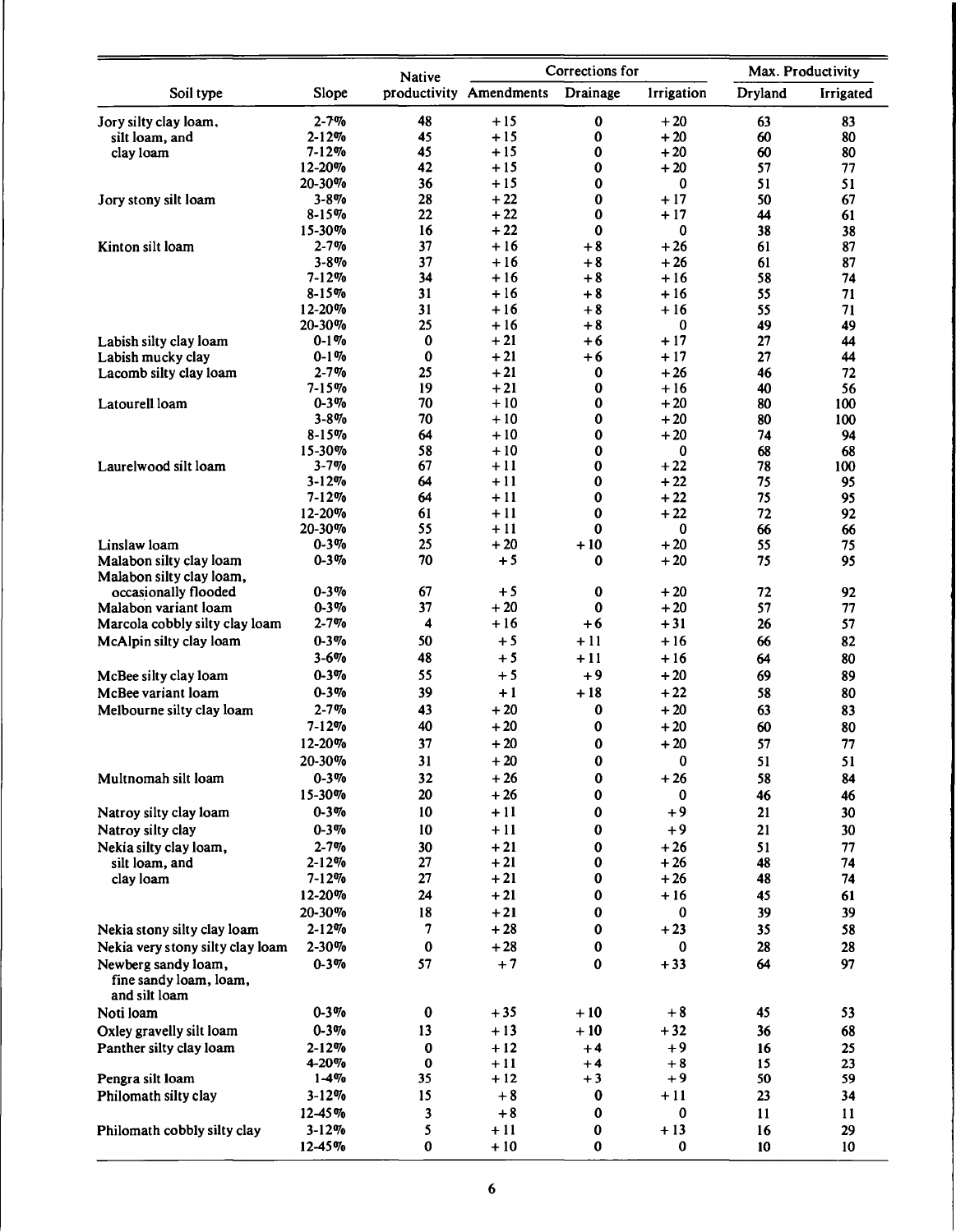| Soil type | Slope | Native productivity | Corrections for Amendments | Corrections for Drainage | Corrections for Irrigation | Max. Productivity Dryland | Max. Productivity Irrigated |
|---|---|---|---|---|---|---|---|
| Jory silty clay loam, | 2-7% | 48 | +15 | 0 | +20 | 63 | 83 |
| silt loam, and | 2-12% | 45 | +15 | 0 | +20 | 60 | 80 |
| clay loam | 7-12% | 45 | +15 | 0 | +20 | 60 | 80 |
| | 12-20% | 42 | +15 | 0 | +20 | 57 | 77 |
| | 20-30% | 36 | +15 | 0 | 0 | 51 | 51 |
| Jory stony silt loam | 3-8% | 28 | +22 | 0 | +17 | 50 | 67 |
| | 8-15% | 22 | +22 | 0 | +17 | 44 | 61 |
| | 15-30% | 16 | +22 | 0 | 0 | 38 | 38 |
| Kinton silt loam | 2-7% | 37 | +16 | +8 | +26 | 61 | 87 |
| | 3-8% | 37 | +16 | +8 | +26 | 61 | 87 |
| | 7-12% | 34 | +16 | +8 | +16 | 58 | 74 |
| | 8-15% | 31 | +16 | +8 | +16 | 55 | 71 |
| | 12-20% | 31 | +16 | +8 | +16 | 55 | 71 |
| | 20-30% | 25 | +16 | +8 | 0 | 49 | 49 |
| Labish silty clay loam | 0-1% | 0 | +21 | +6 | +17 | 27 | 44 |
| Labish mucky clay | 0-1% | 0 | +21 | +6 | +17 | 27 | 44 |
| Lacomb silty clay loam | 2-7% | 25 | +21 | 0 | +26 | 46 | 72 |
| | 7-15% | 19 | +21 | 0 | +16 | 40 | 56 |
| Latourell loam | 0-3% | 70 | +10 | 0 | +20 | 80 | 100 |
| | 3-8% | 70 | +10 | 0 | +20 | 80 | 100 |
| | 8-15% | 64 | +10 | 0 | +20 | 74 | 94 |
| | 15-30% | 58 | +10 | 0 | 0 | 68 | 68 |
| Laurelwood silt loam | 3-7% | 67 | +11 | 0 | +22 | 78 | 100 |
| | 3-12% | 64 | +11 | 0 | +22 | 75 | 95 |
| | 7-12% | 64 | +11 | 0 | +22 | 75 | 95 |
| | 12-20% | 61 | +11 | 0 | +22 | 72 | 92 |
| | 20-30% | 55 | +11 | 0 | 0 | 66 | 66 |
| Linslaw loam | 0-3% | 25 | +20 | +10 | +20 | 55 | 75 |
| Malabon silty clay loam | 0-3% | 70 | +5 | 0 | +20 | 75 | 95 |
| Malabon silty clay loam, occasionally flooded | 0-3% | 67 | +5 | 0 | +20 | 72 | 92 |
| Malabon variant loam | 0-3% | 37 | +20 | 0 | +20 | 57 | 77 |
| Marcola cobbly silty clay loam | 2-7% | 4 | +16 | +6 | +31 | 26 | 57 |
| McAlpin silty clay loam | 0-3% | 50 | +5 | +11 | +16 | 66 | 82 |
| | 3-6% | 48 | +5 | +11 | +16 | 64 | 80 |
| McBee silty clay loam | 0-3% | 55 | +5 | +9 | +20 | 69 | 89 |
| McBee variant loam | 0-3% | 39 | +1 | +18 | +22 | 58 | 80 |
| Melbourne silty clay loam | 2-7% | 43 | +20 | 0 | +20 | 63 | 83 |
| | 7-12% | 40 | +20 | 0 | +20 | 60 | 80 |
| | 12-20% | 37 | +20 | 0 | +20 | 57 | 77 |
| | 20-30% | 31 | +20 | 0 | 0 | 51 | 51 |
| Multnomah silt loam | 0-3% | 32 | +26 | 0 | +26 | 58 | 84 |
| | 15-30% | 20 | +26 | 0 | 0 | 46 | 46 |
| Natroy silty clay loam | 0-3% | 10 | +11 | 0 | +9 | 21 | 30 |
| Natroy silty clay | 0-3% | 10 | +11 | 0 | +9 | 21 | 30 |
| Nekia silty clay loam, | 2-7% | 30 | +21 | 0 | +26 | 51 | 77 |
| silt loam, and | 2-12% | 27 | +21 | 0 | +26 | 48 | 74 |
| clay loam | 7-12% | 27 | +21 | 0 | +26 | 48 | 74 |
| | 12-20% | 24 | +21 | 0 | +16 | 45 | 61 |
| | 20-30% | 18 | +21 | 0 | 0 | 39 | 39 |
| Nekia stony silty clay loam | 2-12% | 7 | +28 | 0 | +23 | 35 | 58 |
| Nekia very stony silty clay loam | 2-30% | 0 | +28 | 0 | 0 | 28 | 28 |
| Newberg sandy loam, fine sandy loam, loam, and silt loam | 0-3% | 57 | +7 | 0 | +33 | 64 | 97 |
| Noti loam | 0-3% | 0 | +35 | +10 | +8 | 45 | 53 |
| Oxley gravelly silt loam | 0-3% | 13 | +13 | +10 | +32 | 36 | 68 |
| Panther silty clay loam | 2-12% | 0 | +12 | +4 | +9 | 16 | 25 |
| | 4-20% | 0 | +11 | +4 | +8 | 15 | 23 |
| Pengra silt loam | 1-4% | 35 | +12 | +3 | +9 | 50 | 59 |
| Philomath silty clay | 3-12% | 15 | +8 | 0 | +11 | 23 | 34 |
| | 12-45% | 3 | +8 | 0 | 0 | 11 | 11 |
| Philomath cobbly silty clay | 3-12% | 5 | +11 | 0 | +13 | 16 | 29 |
| | 12-45% | 0 | +10 | 0 | 0 | 10 | 10 |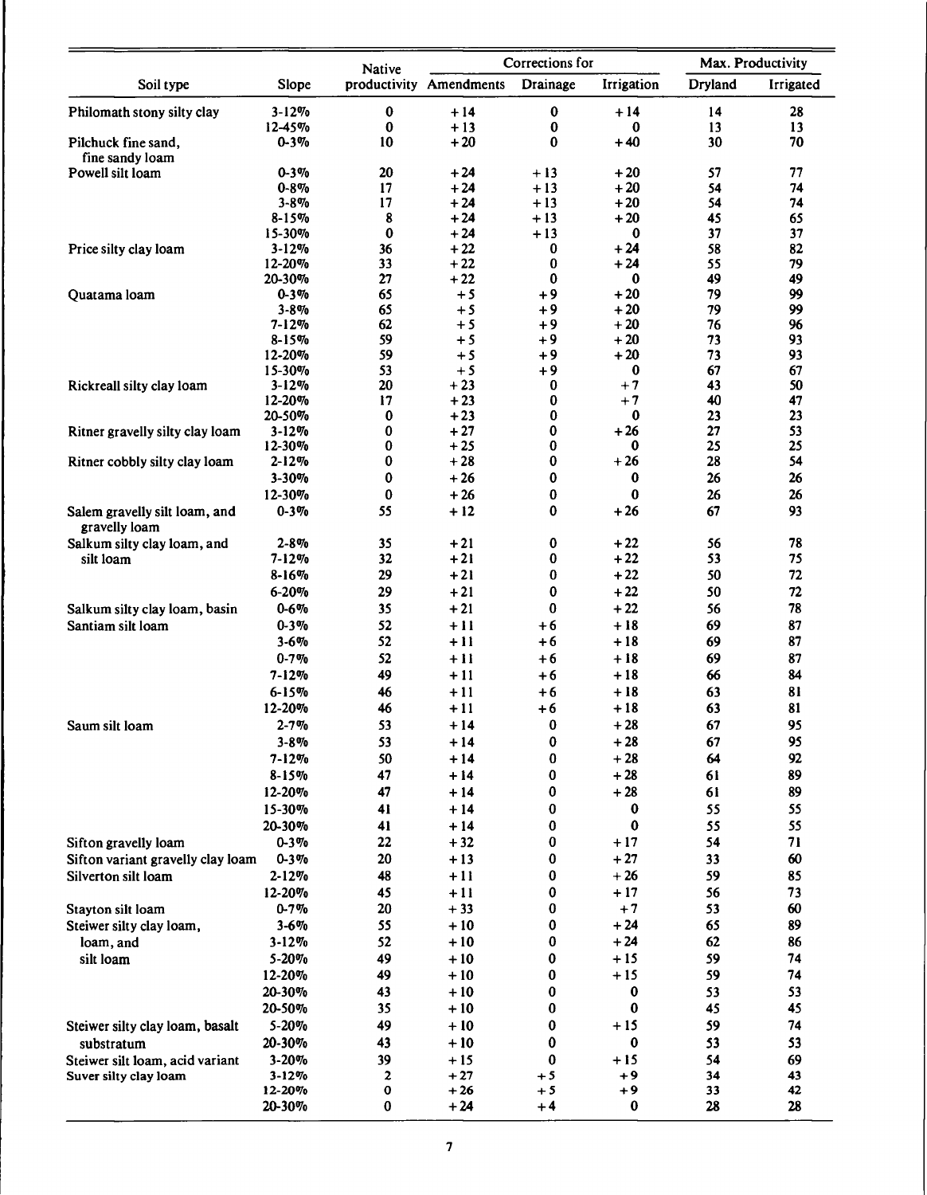| Soil type | Slope | Native productivity | Corrections for | | | Max. Productivity | |
|---|---|---|---|---|---|---|---|
| | | | Amendments | Drainage | Irrigation | Dryland | Irrigated |
| Philomath stony silty clay | 3-12% | 0 | +14 | 0 | +14 | 14 | 28 |
| | 12-45% | 0 | +13 | 0 | 0 | 13 | 13 |
| Pilchuck fine sand, fine sandy loam | 0-3% | 10 | +20 | 0 | +40 | 30 | 70 |
| Powell silt loam | 0-3% | 20 | +24 | +13 | +20 | 57 | 77 |
| | 0-8% | 17 | +24 | +13 | +20 | 54 | 74 |
| | 3-8% | 17 | +24 | +13 | +20 | 54 | 74 |
| | 8-15% | 8 | +24 | +13 | +20 | 45 | 65 |
| | 15-30% | 0 | +24 | +13 | 0 | 37 | 37 |
| Price silty clay loam | 3-12% | 36 | +22 | 0 | +24 | 58 | 82 |
| | 12-20% | 33 | +22 | 0 | +24 | 55 | 79 |
| | 20-30% | 27 | +22 | 0 | 0 | 49 | 49 |
| Quatama loam | 0-3% | 65 | +5 | +9 | +20 | 79 | 99 |
| | 3-8% | 65 | +5 | +9 | +20 | 79 | 99 |
| | 7-12% | 62 | +5 | +9 | +20 | 76 | 96 |
| | 8-15% | 59 | +5 | +9 | +20 | 73 | 93 |
| | 12-20% | 59 | +5 | +9 | +20 | 73 | 93 |
| | 15-30% | 53 | +5 | +9 | 0 | 67 | 67 |
| Rickreall silty clay loam | 3-12% | 20 | +23 | 0 | +7 | 43 | 50 |
| | 12-20% | 17 | +23 | 0 | +7 | 40 | 47 |
| | 20-50% | 0 | +23 | 0 | 0 | 23 | 23 |
| Ritner gravelly silty clay loam | 3-12% | 0 | +27 | 0 | +26 | 27 | 53 |
| | 12-30% | 0 | +25 | 0 | 0 | 25 | 25 |
| Ritner cobbly silty clay loam | 2-12% | 0 | +28 | 0 | +26 | 28 | 54 |
| | 3-30% | 0 | +26 | 0 | 0 | 26 | 26 |
| | 12-30% | 0 | +26 | 0 | 0 | 26 | 26 |
| Salem gravelly silt loam, and gravelly loam | 0-3% | 55 | +12 | 0 | +26 | 67 | 93 |
| Salkum silty clay loam, and silt loam | 2-8% | 35 | +21 | 0 | +22 | 56 | 78 |
| | 7-12% | 32 | +21 | 0 | +22 | 53 | 75 |
| | 8-16% | 29 | +21 | 0 | +22 | 50 | 72 |
| | 6-20% | 29 | +21 | 0 | +22 | 50 | 72 |
| Salkum silty clay loam, basin | 0-6% | 35 | +21 | 0 | +22 | 56 | 78 |
| Santiam silt loam | 0-3% | 52 | +11 | +6 | +18 | 69 | 87 |
| | 3-6% | 52 | +11 | +6 | +18 | 69 | 87 |
| | 0-7% | 52 | +11 | +6 | +18 | 69 | 87 |
| | 7-12% | 49 | +11 | +6 | +18 | 66 | 84 |
| | 6-15% | 46 | +11 | +6 | +18 | 63 | 81 |
| | 12-20% | 46 | +11 | +6 | +18 | 63 | 81 |
| Saum silt loam | 2-7% | 53 | +14 | 0 | +28 | 67 | 95 |
| | 3-8% | 53 | +14 | 0 | +28 | 67 | 95 |
| | 7-12% | 50 | +14 | 0 | +28 | 64 | 92 |
| | 8-15% | 47 | +14 | 0 | +28 | 61 | 89 |
| | 12-20% | 47 | +14 | 0 | +28 | 61 | 89 |
| | 15-30% | 41 | +14 | 0 | 0 | 55 | 55 |
| | 20-30% | 41 | +14 | 0 | 0 | 55 | 55 |
| Sifton gravelly loam | 0-3% | 22 | +32 | 0 | +17 | 54 | 71 |
| Sifton variant gravelly clay loam | 0-3% | 20 | +13 | 0 | +27 | 33 | 60 |
| Silverton silt loam | 2-12% | 48 | +11 | 0 | +26 | 59 | 85 |
| | 12-20% | 45 | +11 | 0 | +17 | 56 | 73 |
| Stayton silt loam | 0-7% | 20 | +33 | 0 | +7 | 53 | 60 |
| Steiwer silty clay loam, loam, and silt loam | 3-6% | 55 | +10 | 0 | +24 | 65 | 89 |
| | 3-12% | 52 | +10 | 0 | +24 | 62 | 86 |
| | 5-20% | 49 | +10 | 0 | +15 | 59 | 74 |
| | 12-20% | 49 | +10 | 0 | +15 | 59 | 74 |
| | 20-30% | 43 | +10 | 0 | 0 | 53 | 53 |
| | 20-50% | 35 | +10 | 0 | 0 | 45 | 45 |
| Steiwer silty clay loam, basalt substratum | 5-20% | 49 | +10 | 0 | +15 | 59 | 74 |
| | 20-30% | 43 | +10 | 0 | 0 | 53 | 53 |
| Steiwer silt loam, acid variant | 3-20% | 39 | +15 | 0 | +15 | 54 | 69 |
| Suver silty clay loam | 3-12% | 2 | +27 | +5 | +9 | 34 | 43 |
| | 12-20% | 0 | +26 | +5 | +9 | 33 | 42 |
| | 20-30% | 0 | +24 | +4 | 0 | 28 | 28 |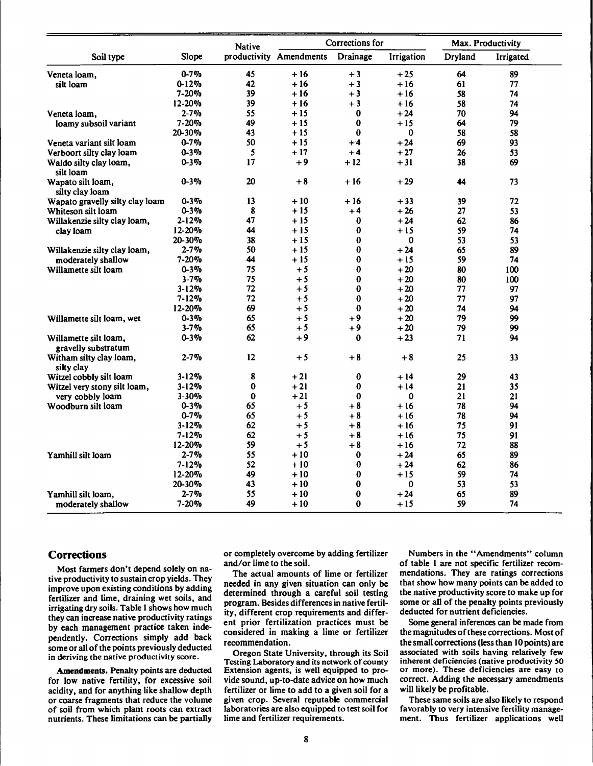| Soil type | Slope | Native productivity | Corrections for | | | Max. Productivity | |
|---|---|---|---|---|---|---|---|
| | | | Amendments | Drainage | Irrigation | Dryland | Irrigated |
| Veneta loam, | 0-7% | 45 | +16 | +3 | +25 | 64 | 89 |
| silt loam | 0-12% | 42 | +16 | +3 | +16 | 61 | 77 |
| | 7-20% | 39 | +16 | +3 | +16 | 58 | 74 |
| | 12-20% | 39 | +16 | +3 | +16 | 58 | 74 |
| Veneta loam, | 2-7% | 55 | +15 | 0 | +24 | 70 | 94 |
| loamy subsoil variant | 7-20% | 49 | +15 | 0 | +15 | 64 | 79 |
| | 20-30% | 43 | +15 | 0 | 0 | 58 | 58 |
| Veneta variant silt loam | 0-7% | 50 | +15 | +4 | +24 | 69 | 93 |
| Verboort silty clay loam | 0-3% | 5 | +17 | +4 | +27 | 26 | 53 |
| Waldo silty clay loam, silt loam | 0-3% | 17 | +9 | +12 | +31 | 38 | 69 |
| Wapato silt loam, silty clay loam | 0-3% | 20 | +8 | +16 | +29 | 44 | 73 |
| Wapato gravelly silty clay loam | 0-3% | 13 | +10 | +16 | +33 | 39 | 72 |
| Whiteson silt loam | 0-3% | 8 | +15 | +4 | +26 | 27 | 53 |
| Willakenzie silty clay loam, | 2-12% | 47 | +15 | 0 | +24 | 62 | 86 |
| clay loam | 12-20% | 44 | +15 | 0 | +15 | 59 | 74 |
| | 20-30% | 38 | +15 | 0 | 0 | 53 | 53 |
| Willakenzie silty clay loam, | 2-7% | 50 | +15 | 0 | +24 | 65 | 89 |
| moderately shallow | 7-20% | 44 | +15 | 0 | +15 | 59 | 74 |
| Willamette silt loam | 0-3% | 75 | +5 | 0 | +20 | 80 | 100 |
| | 3-7% | 75 | +5 | 0 | +20 | 80 | 100 |
| | 3-12% | 72 | +5 | 0 | +20 | 77 | 97 |
| | 7-12% | 72 | +5 | 0 | +20 | 77 | 97 |
| | 12-20% | 69 | +5 | 0 | +20 | 74 | 94 |
| Willamette silt loam, wet | 0-3% | 65 | +5 | +9 | +20 | 79 | 99 |
| | 3-7% | 65 | +5 | +9 | +20 | 79 | 99 |
| Willamette silt loam, gravelly substratum | 0-3% | 62 | +9 | 0 | +23 | 71 | 94 |
| Witham silty clay loam, silty clay | 2-7% | 12 | +5 | +8 | +8 | 25 | 33 |
| Witzel cobbly silt loam | 3-12% | 8 | +21 | 0 | +14 | 29 | 43 |
| Witzel very stony silt loam, | 3-12% | 0 | +21 | 0 | +14 | 21 | 35 |
| very cobbly loam | 3-30% | 0 | +21 | 0 | 0 | 21 | 21 |
| Woodburn silt loam | 0-3% | 65 | +5 | +8 | +16 | 78 | 94 |
| | 0-7% | 65 | +5 | +8 | +16 | 78 | 94 |
| | 3-12% | 62 | +5 | +8 | +16 | 75 | 91 |
| | 7-12% | 62 | +5 | +8 | +16 | 75 | 91 |
| | 12-20% | 59 | +5 | +8 | +16 | 72 | 88 |
| Yamhill silt loam | 2-7% | 55 | +10 | 0 | +24 | 65 | 89 |
| | 7-12% | 52 | +10 | 0 | +24 | 62 | 86 |
| | 12-20% | 49 | +10 | 0 | +15 | 59 | 74 |
| | 20-30% | 43 | +10 | 0 | 0 | 53 | 53 |
| Yamhill silt loam, | 2-7% | 55 | +10 | 0 | +24 | 65 | 89 |
| moderately shallow | 7-20% | 49 | +10 | 0 | +15 | 59 | 74 |

## Corrections

Most farmers don't depend solely on native productivity to sustain crop yields. They improve upon existing conditions by adding fertilizer and lime, draining wet soils, and irrigating dry soils. Table 1 shows how much they can increase native productivity ratings by each management practice taken independently. Corrections simply add back some or all of the points previously deducted in deriving the native productivity score.

**Amendments.** Penalty points are deducted for low native fertility, for excessive soil acidity, and for anything like shallow depth or coarse fragments that reduce the volume of soil from which plant roots can extract nutrients. These limitations can be partially or completely overcome by adding fertilizer and/or lime to the soil.

The actual amounts of lime or fertilizer needed in any given situation can only be determined through a careful soil testing program. Besides differences in native fertility, different crop requirements and different prior fertilization practices must be considered in making a lime or fertilizer recommendation.

Oregon State University, through its Soil Testing Laboratory and its network of county Extension agents, is well equipped to provide sound, up-to-date advice on how much fertilizer or lime to add to a given soil for a given crop. Several reputable commercial laboratories are also equipped to test soil for lime and fertilizer requirements.

Numbers in the "Amendments" column of table 1 are not specific fertilizer recommendations. They are ratings corrections that show how many points can be added to the native productivity score to make up for some or all of the penalty points previously deducted for nutrient deficiencies.

Some general inferences can be made from the magnitudes of these corrections. Most of the small corrections (less than 10 points) are associated with soils having relatively few inherent deficiencies (native productivity 50 or more). These deficiencies are easy to correct. Adding the necessary amendments will likely be profitable.

These same soils are also likely to respond favorably to very intensive fertility management. Thus fertilizer applications well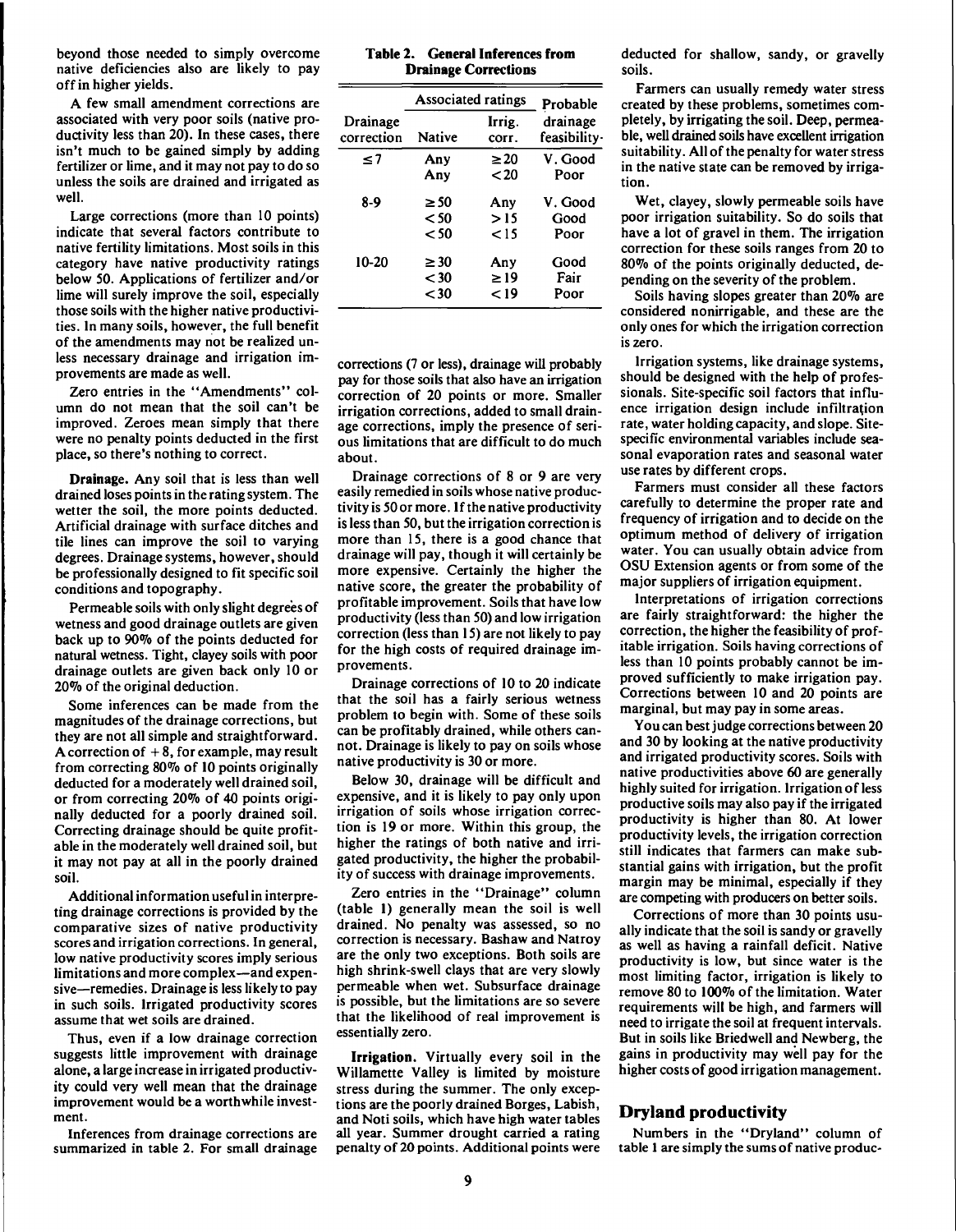beyond those needed to simply overcome native deficiencies also are likely to pay off in higher yields.

A few small amendment corrections are associated with very poor soils (native productivity less than 20). In these cases, there isn't much to be gained simply by adding fertilizer or lime, and it may not pay to do so unless the soils are drained and irrigated as well.

Large corrections (more than 10 points) indicate that several factors contribute to native fertility limitations. Most soils in this category have native productivity ratings below 50. Applications of fertilizer and/or lime will surely improve the soil, especially those soils with the higher native productivities. In many soils, however, the full benefit of the amendments may not be realized unless necessary drainage and irrigation improvements are made as well.

Zero entries in the "Amendments" column do not mean that the soil can't be improved. Zeroes mean simply that there were no penalty points deducted in the first place, so there's nothing to correct.

**Drainage.** Any soil that is less than well drained loses points in the rating system. The wetter the soil, the more points deducted. Artificial drainage with surface ditches and tile lines can improve the soil to varying degrees. Drainage systems, however, should be professionally designed to fit specific soil conditions and topography.

Permeable soils with only slight degrees of wetness and good drainage outlets are given back up to 90% of the points deducted for natural wetness. Tight, clayey soils with poor drainage outlets are given back only 10 or 20% of the original deduction.

Some inferences can be made from the magnitudes of the drainage corrections, but they are not all simple and straightforward. A correction of +8, for example, may result from correcting 80% of 10 points originally deducted for a moderately well drained soil, or from correcting 20% of 40 points originally deducted for a poorly drained soil. Correcting drainage should be quite profitable in the moderately well drained soil, but it may not pay at all in the poorly drained soil.

Additional information useful in interpreting drainage corrections is provided by the comparative sizes of native productivity scores and irrigation corrections. In general, low native productivity scores imply serious limitations and more complex—and expensive—remedies. Drainage is less likely to pay in such soils. Irrigated productivity scores assume that wet soils are drained.

Thus, even if a low drainage correction suggests little improvement with drainage alone, a large increase in irrigated productivity could very well mean that the drainage improvement would be a worthwhile investment.

Inferences from drainage corrections are summarized in table 2. For small drainage corrections (7 or less), drainage will probably pay for those soils that also have an irrigation correction of 20 points or more. Smaller irrigation corrections, added to small drainage corrections, imply the presence of serious limitations that are difficult to do much about.

**Table 2. General Inferences from Drainage Corrections**

| Drainage correction | Associated ratings: Native | Associated ratings: Irrig. corr. | Probable drainage feasibility |
|---|---|---|---|
| ≤7 | Any | ≥20 | V. Good |
| | Any | <20 | Poor |
| 8-9 | ≥50 | Any | V. Good |
| | <50 | >15 | Good |
| | <50 | <15 | Poor |
| 10-20 | ≥30 | Any | Good |
| | <30 | ≥19 | Fair |
| | <30 | <19 | Poor |

Drainage corrections of 8 or 9 are very easily remedied in soils whose native productivity is 50 or more. If the native productivity is less than 50, but the irrigation correction is more than 15, there is a good chance that drainage will pay, though it will certainly be more expensive. Certainly the higher the native score, the greater the probability of profitable improvement. Soils that have low productivity (less than 50) and low irrigation correction (less than 15) are not likely to pay for the high costs of required drainage improvements.

Drainage corrections of 10 to 20 indicate that the soil has a fairly serious wetness problem to begin with. Some of these soils can be profitably drained, while others cannot. Drainage is likely to pay on soils whose native productivity is 30 or more.

Below 30, drainage will be difficult and expensive, and it is likely to pay only upon irrigation of soils whose irrigation correction is 19 or more. Within this group, the higher the ratings of both native and irrigated productivity, the higher the probability of success with drainage improvements.

Zero entries in the "Drainage" column (table 1) generally mean the soil is well drained. No penalty was assessed, so no correction is necessary. Bashaw and Natroy are the only two exceptions. Both soils are high shrink-swell clays that are very slowly permeable when wet. Subsurface drainage is possible, but the limitations are so severe that the likelihood of real improvement is essentially zero.

**Irrigation.** Virtually every soil in the Willamette Valley is limited by moisture stress during the summer. The only exceptions are the poorly drained Borges, Labish, and Noti soils, which have high water tables all year. Summer drought carried a rating penalty of 20 points. Additional points were deducted for shallow, sandy, or gravelly soils.

Farmers can usually remedy water stress created by these problems, sometimes completely, by irrigating the soil. Deep, permeable, well drained soils have excellent irrigation suitability. All of the penalty for water stress in the native state can be removed by irrigation.

Wet, clayey, slowly permeable soils have poor irrigation suitability. So do soils that have a lot of gravel in them. The irrigation correction for these soils ranges from 20 to 80% of the points originally deducted, depending on the severity of the problem.

Soils having slopes greater than 20% are considered nonirrigable, and these are the only ones for which the irrigation correction is zero.

Irrigation systems, like drainage systems, should be designed with the help of professionals. Site-specific soil factors that influence irrigation design include infiltration rate, water holding capacity, and slope. Site-specific environmental variables include seasonal evaporation rates and seasonal water use rates by different crops.

Farmers must consider all these factors carefully to determine the proper rate and frequency of irrigation and to decide on the optimum method of delivery of irrigation water. You can usually obtain advice from OSU Extension agents or from some of the major suppliers of irrigation equipment.

Interpretations of irrigation corrections are fairly straightforward: the higher the correction, the higher the feasibility of profitable irrigation. Soils having corrections of less than 10 points probably cannot be improved sufficiently to make irrigation pay. Corrections between 10 and 20 points are marginal, but may pay in some areas.

You can best judge corrections between 20 and 30 by looking at the native productivity and irrigated productivity scores. Soils with native productivities above 60 are generally highly suited for irrigation. Irrigation of less productive soils may also pay if the irrigated productivity is higher than 80. At lower productivity levels, the irrigation correction still indicates that farmers can make substantial gains with irrigation, but the profit margin may be minimal, especially if they are competing with producers on better soils.

Corrections of more than 30 points usually indicate that the soil is sandy or gravelly as well as having a rainfall deficit. Native productivity is low, but since water is the most limiting factor, irrigation is likely to remove 80 to 100% of the limitation. Water requirements will be high, and farmers will need to irrigate the soil at frequent intervals. But in soils like Briedwell and Newberg, the gains in productivity may well pay for the higher costs of good irrigation management.

## Dryland productivity

Numbers in the "Dryland" column of table 1 are simply the sums of native produc-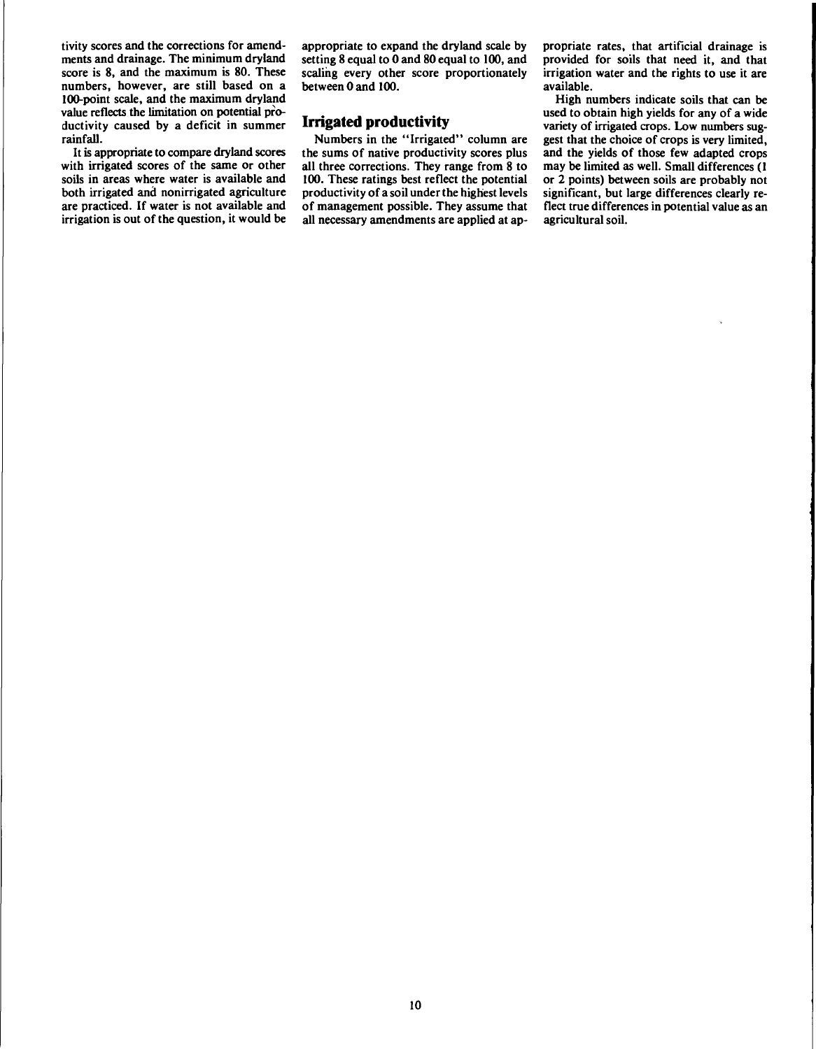tivity scores and the corrections for amendments and drainage. The minimum dryland score is 8, and the maximum is 80. These numbers, however, are still based on a 100-point scale, and the maximum dryland value reflects the limitation on potential productivity caused by a deficit in summer rainfall.

It is appropriate to compare dryland scores with irrigated scores of the same or other soils in areas where water is available and both irrigated and nonirrigated agriculture are practiced. If water is not available and irrigation is out of the question, it would be appropriate to expand the dryland scale by setting 8 equal to 0 and 80 equal to 100, and scaling every other score proportionately between 0 and 100.

## Irrigated productivity

Numbers in the "Irrigated" column are the sums of native productivity scores plus all three corrections. They range from 8 to 100. These ratings best reflect the potential productivity of a soil under the highest levels of management possible. They assume that all necessary amendments are applied at appropriate rates, that artificial drainage is provided for soils that need it, and that irrigation water and the rights to use it are available.

High numbers indicate soils that can be used to obtain high yields for any of a wide variety of irrigated crops. Low numbers suggest that the choice of crops is very limited, and the yields of those few adapted crops may be limited as well. Small differences (1 or 2 points) between soils are probably not significant, but large differences clearly reflect true differences in potential value as an agricultural soil.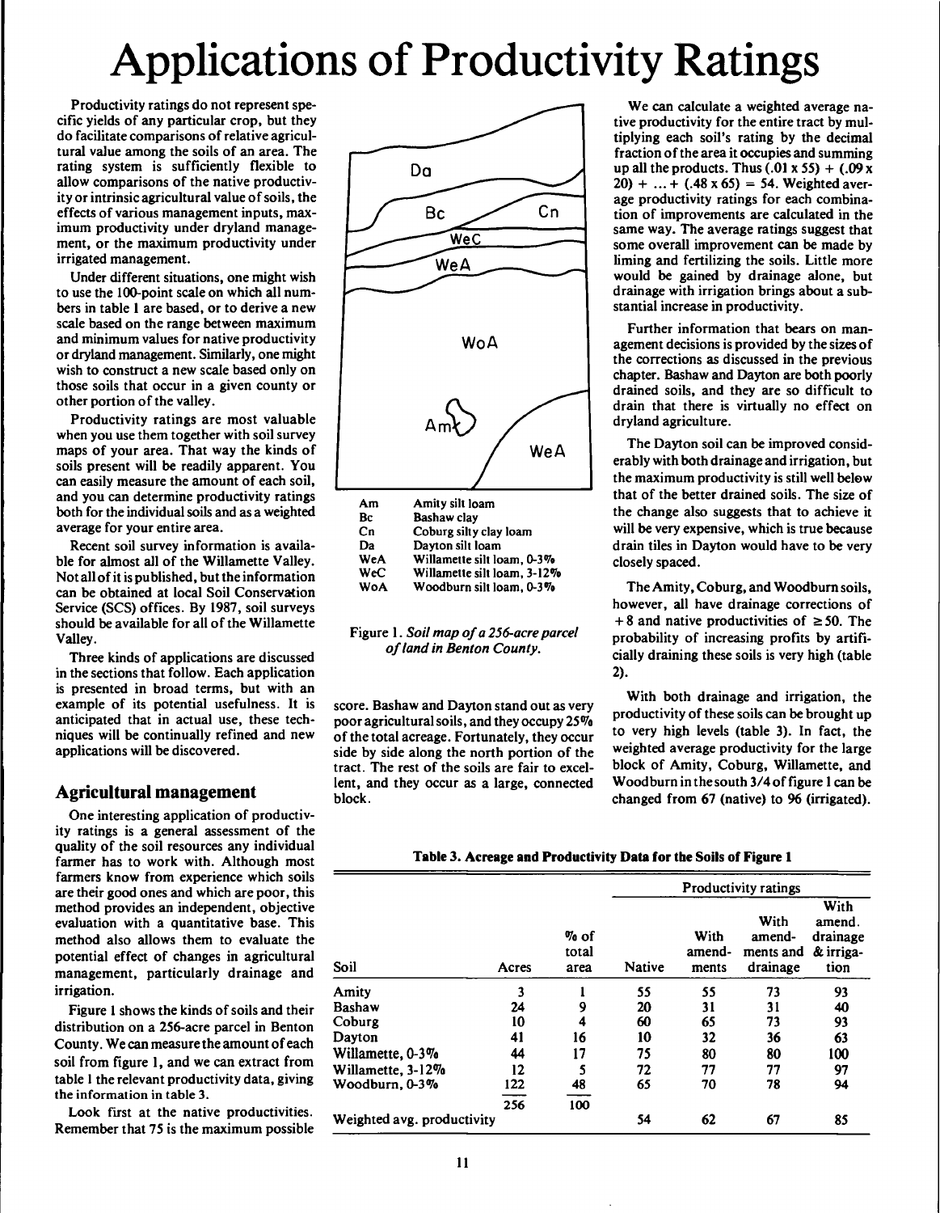# Applications of Productivity Ratings

Productivity ratings do not represent specific yields of any particular crop, but they do facilitate comparisons of relative agricultural value among the soils of an area. The rating system is sufficiently flexible to allow comparisons of the native productivity or intrinsic agricultural value of soils, the effects of various management inputs, maximum productivity under dryland management, or the maximum productivity under irrigated management.

Under different situations, one might wish to use the 100-point scale on which all numbers in table 1 are based, or to derive a new scale based on the range between maximum and minimum values for native productivity or dryland management. Similarly, one might wish to construct a new scale based only on those soils that occur in a given county or other portion of the valley.

Productivity ratings are most valuable when you use them together with soil survey maps of your area. That way the kinds of soils present will be readily apparent. You can easily measure the amount of each soil, and you can determine productivity ratings both for the individual soils and as a weighted average for your entire area.

Recent soil survey information is available for almost all of the Willamette Valley. Not all of it is published, but the information can be obtained at local Soil Conservation Service (SCS) offices. By 1987, soil surveys should be available for all of the Willamette Valley.

Three kinds of applications are discussed in the sections that follow. Each application is presented in broad terms, but with an example of its potential usefulness. It is anticipated that in actual use, these techniques will be continually refined and new applications will be discovered.

## Agricultural management

One interesting application of productivity ratings is a general assessment of the quality of the soil resources any individual farmer has to work with. Although most farmers know from experience which soils are their good ones and which are poor, this method provides an independent, objective evaluation with a quantitative base. This method also allows them to evaluate the potential effect of changes in agricultural management, particularly drainage and irrigation.

Figure 1 shows the kinds of soils and their distribution on a 256-acre parcel in Benton County. We can measure the amount of each soil from figure 1, and we can extract from table 1 the relevant productivity data, giving the information in table 3.

Look first at the native productivities. Remember that 75 is the maximum possible score. Bashaw and Dayton stand out as very poor agricultural soils, and they occupy 25% of the total acreage. Fortunately, they occur side by side along the north portion of the tract. The rest of the soils are fair to excellent, and they occur as a large, connected block.

Am — Amity silt loam
Bc — Bashaw clay
Cn — Coburg silty clay loam
Da — Dayton silt loam
WeA — Willamette silt loam, 0-3%
WeC — Willamette silt loam, 3-12%
WoA — Woodburn silt loam, 0-3%

Figure 1. *Soil map of a 256-acre parcel of land in Benton County.*

We can calculate a weighted average native productivity for the entire tract by multiplying each soil's rating by the decimal fraction of the area it occupies and summing up all the products. Thus (.01 x 55) + (.09 x 20) + ... + (.48 x 65) = 54. Weighted average productivity ratings for each combination of improvements are calculated in the same way. The average ratings suggest that some overall improvement can be made by liming and fertilizing the soils. Little more would be gained by drainage alone, but drainage with irrigation brings about a substantial increase in productivity.

Further information that bears on management decisions is provided by the sizes of the corrections as discussed in the previous chapter. Bashaw and Dayton are both poorly drained soils, and they are so difficult to drain that there is virtually no effect on dryland agriculture.

The Dayton soil can be improved considerably with both drainage and irrigation, but the maximum productivity is still well below that of the better drained soils. The size of the change also suggests that to achieve it will be very expensive, which is true because drain tiles in Dayton would have to be very closely spaced.

The Amity, Coburg, and Woodburn soils, however, all have drainage corrections of +8 and native productivities of ≥50. The probability of increasing profits by artificially draining these soils is very high (table 2).

With both drainage and irrigation, the productivity of these soils can be brought up to very high levels (table 3). In fact, the weighted average productivity for the large block of Amity, Coburg, Willamette, and Woodburn in the south 3/4 of figure 1 can be changed from 67 (native) to 96 (irrigated).

**Table 3. Acreage and Productivity Data for the Soils of Figure 1**

| Soil | Acres | % of total area | Productivity ratings: Native | With amendments | With amendments and drainage | With amend. drainage & irrigation |
|---|---|---|---|---|---|---|
| Amity | 3 | 1 | 55 | 55 | 73 | 93 |
| Bashaw | 24 | 9 | 20 | 31 | 31 | 40 |
| Coburg | 10 | 4 | 60 | 65 | 73 | 93 |
| Dayton | 41 | 16 | 10 | 32 | 36 | 63 |
| Willamette, 0-3% | 44 | 17 | 75 | 80 | 80 | 100 |
| Willamette, 3-12% | 12 | 5 | 72 | 77 | 77 | 97 |
| Woodburn, 0-3% | 122 | 48 | 65 | 70 | 78 | 94 |
| | 256 | 100 | | | | |
| Weighted avg. productivity | | | 54 | 62 | 67 | 85 |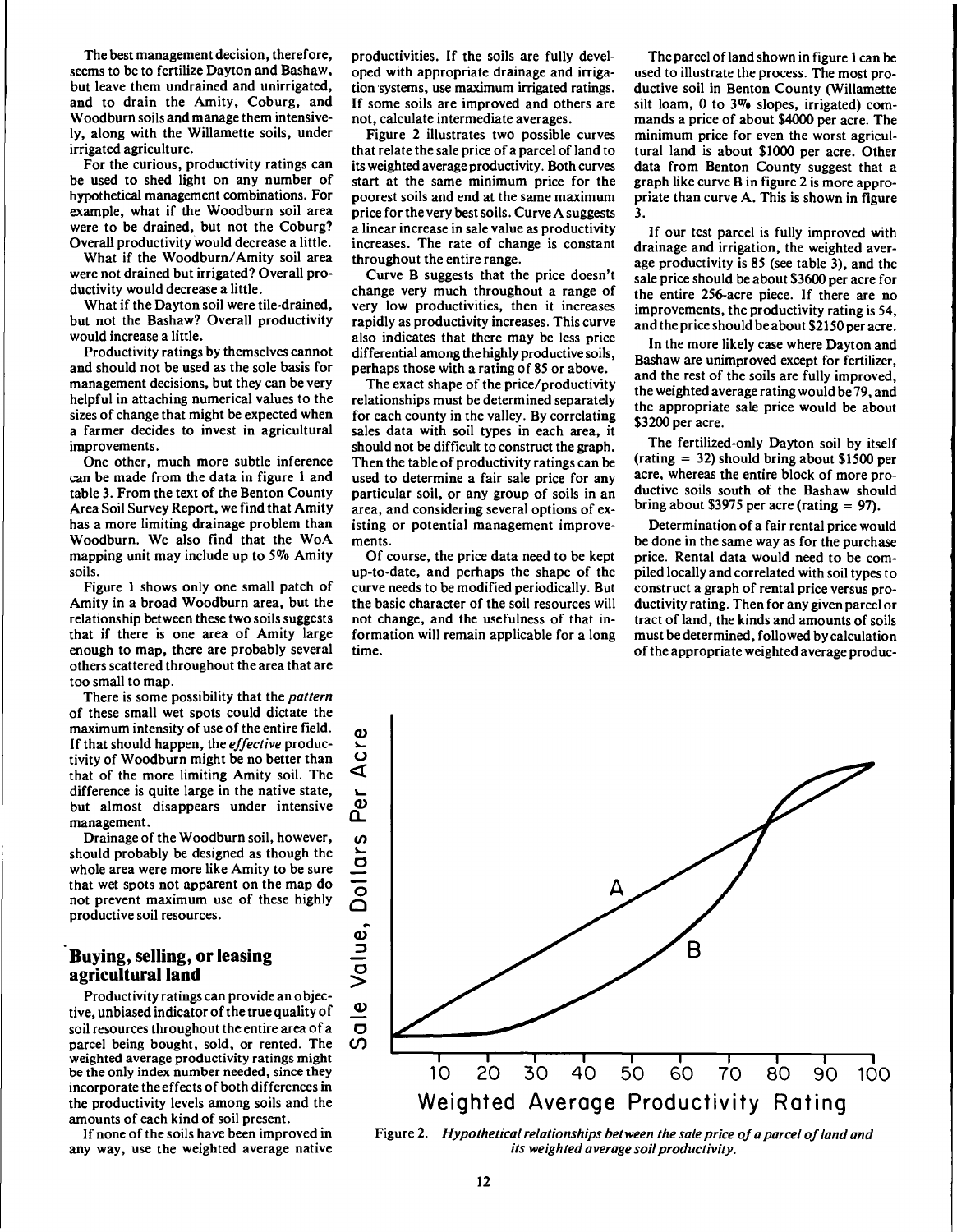The best management decision, therefore, seems to be to fertilize Dayton and Bashaw, but leave them undrained and unirrigated, and to drain the Amity, Coburg, and Woodburn soils and manage them intensively, along with the Willamette soils, under irrigated agriculture.

For the curious, productivity ratings can be used to shed light on any number of hypothetical management combinations. For example, what if the Woodburn soil area were to be drained, but not the Coburg? Overall productivity would decrease a little.

What if the Woodburn/Amity soil area were not drained but irrigated? Overall productivity would decrease a little.

What if the Dayton soil were tile-drained, but not the Bashaw? Overall productivity would increase a little.

Productivity ratings by themselves cannot and should not be used as the sole basis for management decisions, but they can be very helpful in attaching numerical values to the sizes of change that might be expected when a farmer decides to invest in agricultural improvements.

One other, much more subtle inference can be made from the data in figure 1 and table 3. From the text of the Benton County Area Soil Survey Report, we find that Amity has a more limiting drainage problem than Woodburn. We also find that the WoA mapping unit may include up to 5% Amity soils.

Figure 1 shows only one small patch of Amity in a broad Woodburn area, but the relationship between these two soils suggests that if there is one area of Amity large enough to map, there are probably several others scattered throughout the area that are too small to map.

There is some possibility that the *pattern* of these small wet spots could dictate the maximum intensity of use of the entire field. If that should happen, the *effective* productivity of Woodburn might be no better than that of the more limiting Amity soil. The difference is quite large in the native state, but almost disappears under intensive management.

Drainage of the Woodburn soil, however, should probably be designed as though the whole area were more like Amity to be sure that wet spots not apparent on the map do not prevent maximum use of these highly productive soil resources.

## Buying, selling, or leasing agricultural land

Productivity ratings can provide an objective, unbiased indicator of the true quality of soil resources throughout the entire area of a parcel being bought, sold, or rented. The weighted average productivity ratings might be the only index number needed, since they incorporate the effects of both differences in the productivity levels among soils and the amounts of each kind of soil present.

If none of the soils have been improved in any way, use the weighted average native productivities. If the soils are fully developed with appropriate drainage and irrigation systems, use maximum irrigated ratings. If some soils are improved and others are not, calculate intermediate averages.

Figure 2 illustrates two possible curves that relate the sale price of a parcel of land to its weighted average productivity. Both curves start at the same minimum price for the poorest soils and end at the same maximum price for the very best soils. Curve A suggests a linear increase in sale value as productivity increases. The rate of change is constant throughout the entire range.

Curve B suggests that the price doesn't change very much throughout a range of very low productivities, then it increases rapidly as productivity increases. This curve also indicates that there may be less price differential among the highly productive soils, perhaps those with a rating of 85 or above.

The exact shape of the price/productivity relationships must be determined separately for each county in the valley. By correlating sales data with soil types in each area, it should not be difficult to construct the graph. Then the table of productivity ratings can be used to determine a fair sale price for any particular soil, or any group of soils in an area, and considering several options of existing or potential management improvements.

Of course, the price data need to be kept up-to-date, and perhaps the shape of the curve needs to be modified periodically. But the basic character of the soil resources will not change, and the usefulness of that information will remain applicable for a long time.

The parcel of land shown in figure 1 can be used to illustrate the process. The most productive soil in Benton County (Willamette silt loam, 0 to 3% slopes, irrigated) commands a price of about $4000 per acre. The minimum price for even the worst agricultural land is about $1000 per acre. Other data from Benton County suggest that a graph like curve B in figure 2 is more appropriate than curve A. This is shown in figure 3.

If our test parcel is fully improved with drainage and irrigation, the weighted average productivity is 85 (see table 3), and the sale price should be about $3600 per acre for the entire 256-acre piece. If there are no improvements, the productivity rating is 54, and the price should be about $2150 per acre.

In the more likely case where Dayton and Bashaw are unimproved except for fertilizer, and the rest of the soils are fully improved, the weighted average rating would be 79, and the appropriate sale price would be about $3200 per acre.

The fertilized-only Dayton soil by itself (rating = 32) should bring about $1500 per acre, whereas the entire block of more productive soils south of the Bashaw should bring about $3975 per acre (rating = 97).

Determination of a fair rental price would be done in the same way as for the purchase price. Rental data would need to be compiled locally and correlated with soil types to construct a graph of rental price versus productivity rating. Then for any given parcel or tract of land, the kinds and amounts of soils must be determined, followed by calculation of the appropriate weighted average produc-

Figure 2. *Hypothetical relationships between the sale price of a parcel of land and its weighted average soil productivity.*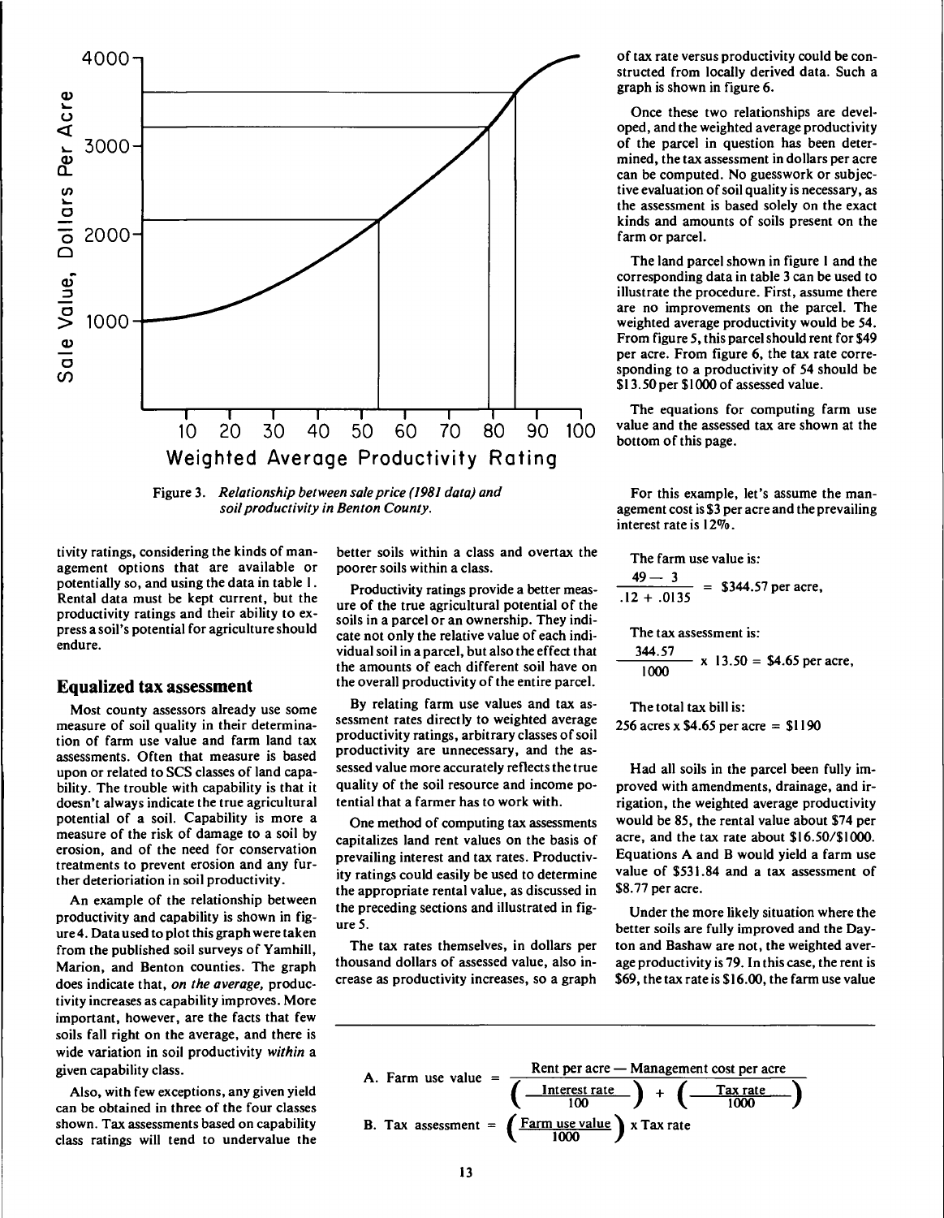Figure 3. *Relationship between sale price (1981 data) and soil productivity in Benton County.*

tivity ratings, considering the kinds of management options that are available or potentially so, and using the data in table 1. Rental data must be kept current, but the productivity ratings and their ability to express a soil's potential for agriculture should endure.

## Equalized tax assessment

Most county assessors already use some measure of soil quality in their determination of farm use value and farm land tax assessments. Often that measure is based upon or related to SCS classes of land capability. The trouble with capability is that it doesn't always indicate the true agricultural potential of a soil. Capability is more a measure of the risk of damage to a soil by erosion, and of the need for conservation treatments to prevent erosion and any further deterioriation in soil productivity.

An example of the relationship between productivity and capability is shown in figure 4. Data used to plot this graph were taken from the published soil surveys of Yamhill, Marion, and Benton counties. The graph does indicate that, *on the average,* productivity increases as capability improves. More important, however, are the facts that few soils fall right on the average, and there is wide variation in soil productivity *within* a given capability class.

Also, with few exceptions, any given yield can be obtained in three of the four classes shown. Tax assessments based on capability class ratings will tend to undervalue the better soils within a class and overtax the poorer soils within a class.

Productivity ratings provide a better measure of the true agricultural potential of the soils in a parcel or an ownership. They indicate not only the relative value of each individual soil in a parcel, but also the effect that the amounts of each different soil have on the overall productivity of the entire parcel.

By relating farm use values and tax assessment rates directly to weighted average productivity ratings, arbitrary classes of soil productivity are unnecessary, and the assessed value more accurately reflects the true quality of the soil resource and income potential that a farmer has to work with.

One method of computing tax assessments capitalizes land rent values on the basis of prevailing interest and tax rates. Productivity ratings could easily be used to determine the appropriate rental value, as discussed in the preceding sections and illustrated in figure 5.

The tax rates themselves, in dollars per thousand dollars of assessed value, also increase as productivity increases, so a graph of tax rate versus productivity could be constructed from locally derived data. Such a graph is shown in figure 6.

Once these two relationships are developed, and the weighted average productivity of the parcel in question has been determined, the tax assessment in dollars per acre can be computed. No guesswork or subjective evaluation of soil quality is necessary, as the assessment is based solely on the exact kinds and amounts of soils present on the farm or parcel.

The land parcel shown in figure 1 and the corresponding data in table 3 can be used to illustrate the procedure. First, assume there are no improvements on the parcel. The weighted average productivity would be 54. From figure 5, this parcel should rent for \$49 per acre. From figure 6, the tax rate corresponding to a productivity of 54 should be \$13.50 per \$1000 of assessed value.

The equations for computing farm use value and the assessed tax are shown at the bottom of this page.

For this example, let's assume the management cost is \$3 per acre and the prevailing interest rate is 12%.

The farm use value is:

$$\frac{49 - 3}{.12 + .0135} = \$344.57 \text{ per acre,}$$

The tax assessment is:

$$\frac{344.57}{1000} \times 13.50 = \$4.65 \text{ per acre,}$$

The total tax bill is:

256 acres x \$4.65 per acre = \$1190

Had all soils in the parcel been fully improved with amendments, drainage, and irrigation, the weighted average productivity would be 85, the rental value about \$74 per acre, and the tax rate about \$16.50/\$1000. Equations A and B would yield a farm use value of \$531.84 and a tax assessment of \$8.77 per acre.

Under the more likely situation where the better soils are fully improved and the Dayton and Bashaw are not, the weighted average productivity is 79. In this case, the rent is \$69, the tax rate is \$16.00, the farm use value

$$\textbf{A.}\ \text{Farm use value} = \frac{\text{Rent per acre} - \text{Management cost per acre}}{\left(\frac{\text{Interest rate}}{100}\right) + \left(\frac{\text{Tax rate}}{1000}\right)}$$

$$\textbf{B.}\ \text{Tax assessment} = \left(\frac{\text{Farm use value}}{1000}\right) \times \text{Tax rate}$$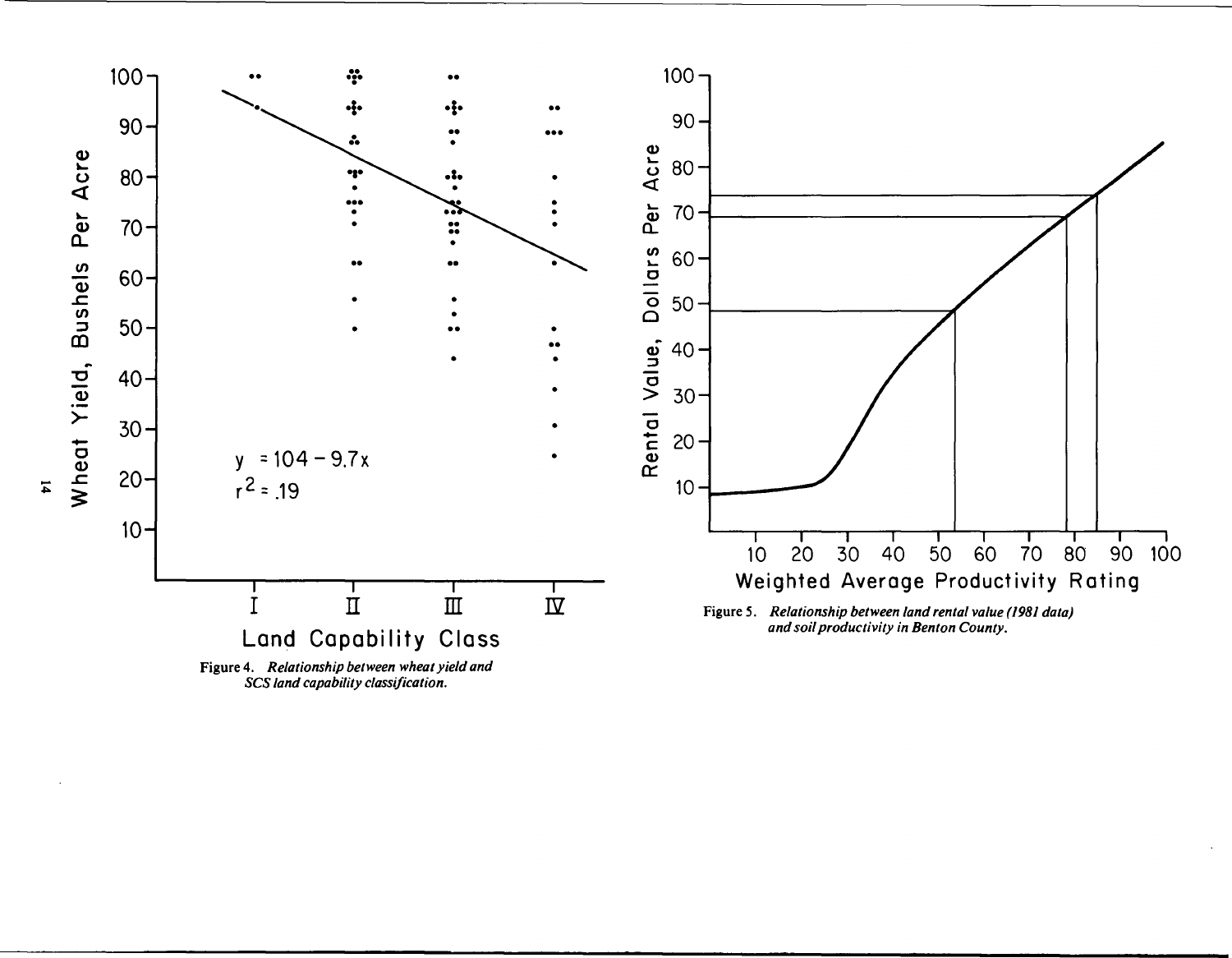Figure 4. *Relationship between wheat yield and SCS land capability classification.*

Figure 5. *Relationship between land rental value (1981 data) and soil productivity in Benton County.*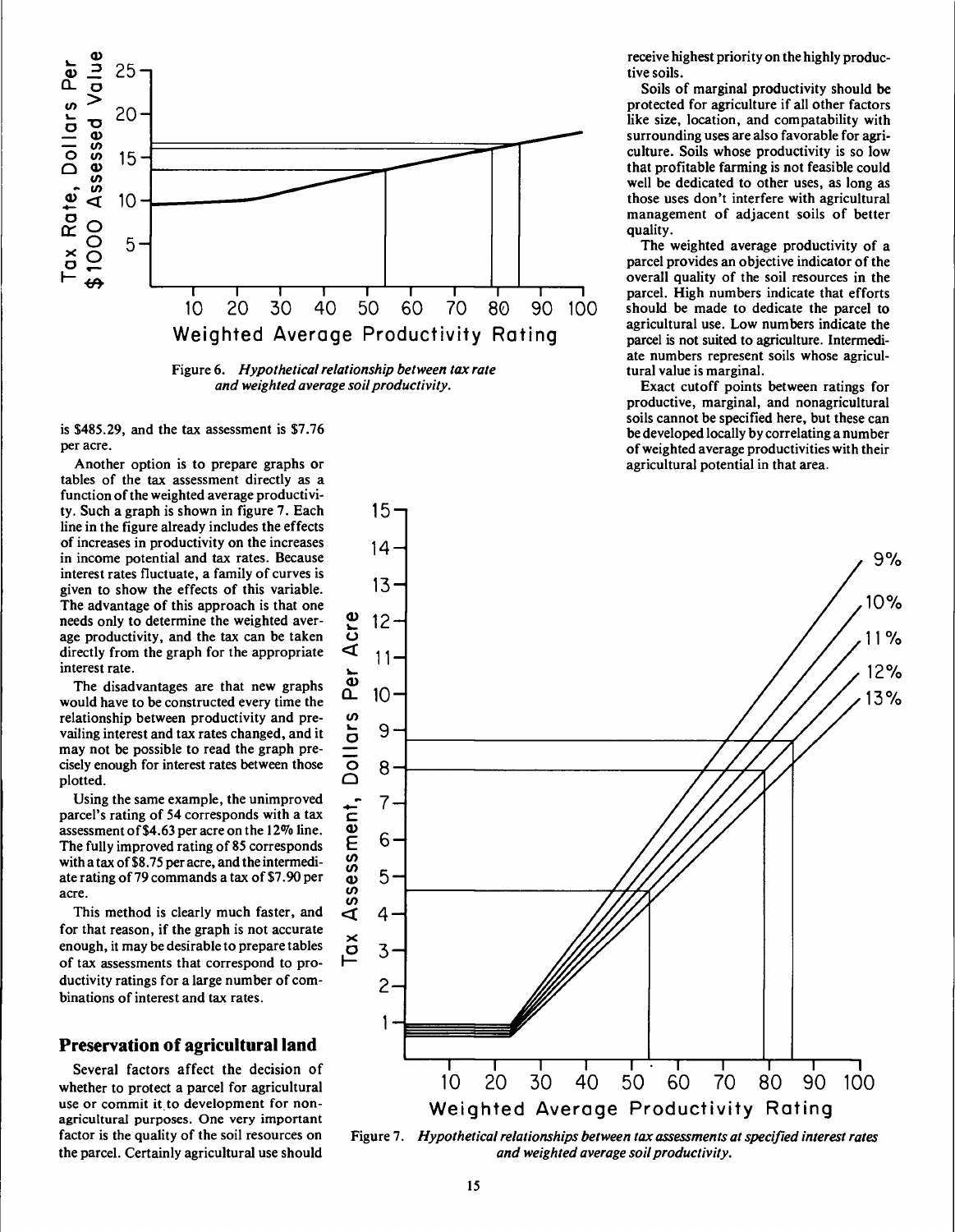Figure 6. *Hypothetical relationship between tax rate and weighted average soil productivity.*

is $485.29, and the tax assessment is $7.76 per acre.

Another option is to prepare graphs or tables of the tax assessment directly as a function of the weighted average productivity. Such a graph is shown in figure 7. Each line in the figure already includes the effects of increases in productivity on the increases in income potential and tax rates. Because interest rates fluctuate, a family of curves is given to show the effects of this variable. The advantage of this approach is that one needs only to determine the weighted average productivity, and the tax can be taken directly from the graph for the appropriate interest rate.

The disadvantages are that new graphs would have to be constructed every time the relationship between productivity and prevailing interest and tax rates changed, and it may not be possible to read the graph precisely enough for interest rates between those plotted.

Using the same example, the unimproved parcel's rating of 54 corresponds with a tax assessment of $4.63 per acre on the 12% line. The fully improved rating of 85 corresponds with a tax of $8.75 per acre, and the intermediate rating of 79 commands a tax of $7.90 per acre.

This method is clearly much faster, and for that reason, if the graph is not accurate enough, it may be desirable to prepare tables of tax assessments that correspond to productivity ratings for a large number of combinations of interest and tax rates.

## Preservation of agricultural land

Several factors affect the decision of whether to protect a parcel for agricultural use or commit it to development for nonagricultural purposes. One very important factor is the quality of the soil resources on the parcel. Certainly agricultural use should receive highest priority on the highly productive soils.

Soils of marginal productivity should be protected for agriculture if all other factors like size, location, and compatability with surrounding uses are also favorable for agriculture. Soils whose productivity is so low that profitable farming is not feasible could well be dedicated to other uses, as long as those uses don't interfere with agricultural management of adjacent soils of better quality.

The weighted average productivity of a parcel provides an objective indicator of the overall quality of the soil resources in the parcel. High numbers indicate that efforts should be made to dedicate the parcel to agricultural use. Low numbers indicate the parcel is not suited to agriculture. Intermediate numbers represent soils whose agricultural value is marginal.

Exact cutoff points between ratings for productive, marginal, and nonagricultural soils cannot be specified here, but these can be developed locally by correlating a number of weighted average productivities with their agricultural potential in that area.

Figure 7. *Hypothetical relationships between tax assessments at specified interest rates and weighted average soil productivity.*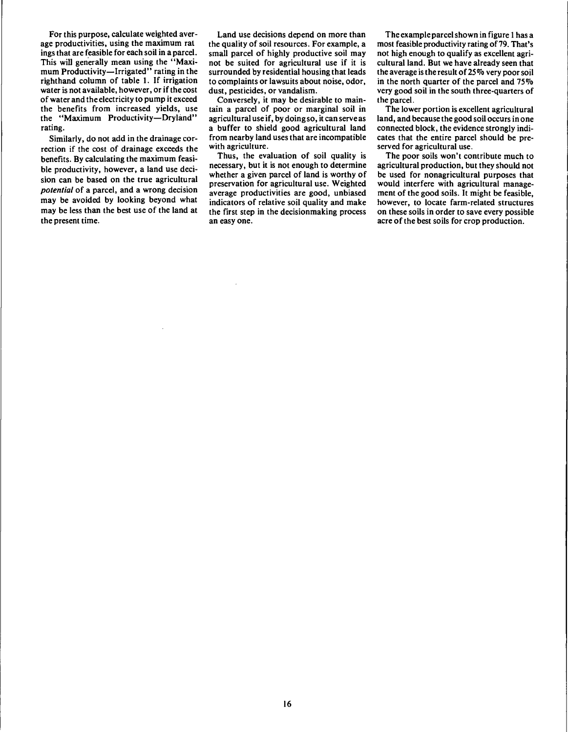For this purpose, calculate weighted average productivities, using the maximum ratings that are feasible for each soil in a parcel. This will generally mean using the "Maximum Productivity—Irrigated" rating in the righthand column of table 1. If irrigation water is not available, however, or if the cost of water and the electricity to pump it exceed the benefits from increased yields, use the "Maximum Productivity—Dryland" rating.

Similarly, do not add in the drainage correction if the cost of drainage exceeds the benefits. By calculating the maximum feasible productivity, however, a land use decision can be based on the true agricultural *potential* of a parcel, and a wrong decision may be avoided by looking beyond what may be less than the best use of the land at the present time.

Land use decisions depend on more than the quality of soil resources. For example, a small parcel of highly productive soil may not be suited for agricultural use if it is surrounded by residential housing that leads to complaints or lawsuits about noise, odor, dust, pesticides, or vandalism.

Conversely, it may be desirable to maintain a parcel of poor or marginal soil in agricultural use if, by doing so, it can serve as a buffer to shield good agricultural land from nearby land uses that are incompatible with agriculture.

Thus, the evaluation of soil quality is necessary, but it is not enough to determine whether a given parcel of land is worthy of preservation for agricultural use. Weighted average productivities are good, unbiased indicators of relative soil quality and make the first step in the decisionmaking process an easy one.

The example parcel shown in figure 1 has a most feasible productivity rating of 79. That's not high enough to qualify as excellent agricultural land. But we have already seen that the average is the result of 25% very poor soil in the north quarter of the parcel and 75% very good soil in the south three-quarters of the parcel.

The lower portion is excellent agricultural land, and because the good soil occurs in one connected block, the evidence strongly indicates that the entire parcel should be preserved for agricultural use.

The poor soils won't contribute much to agricultural production, but they should not be used for nonagricultural purposes that would interfere with agricultural management of the good soils. It might be feasible, however, to locate farm-related structures on these soils in order to save every possible acre of the best soils for crop production.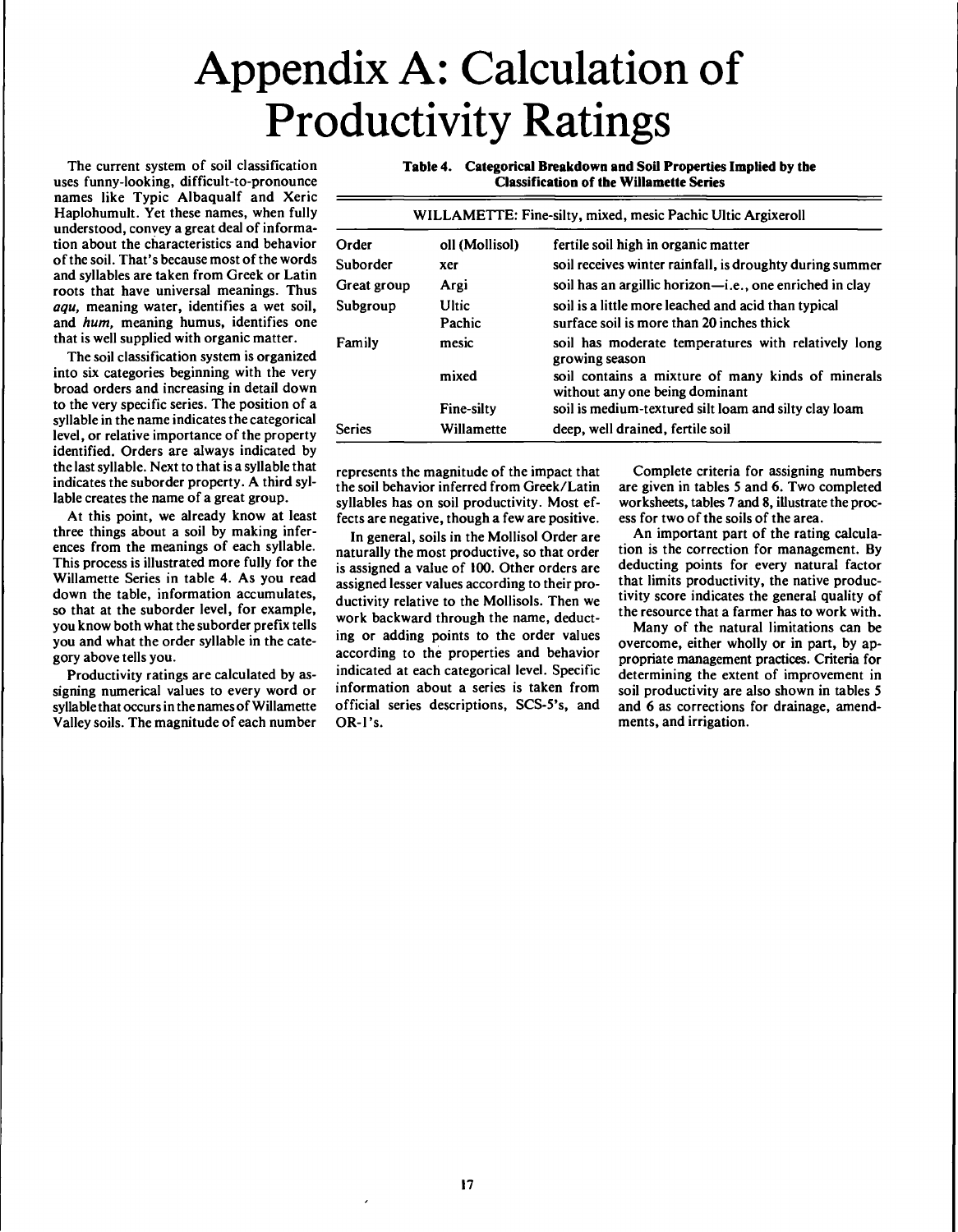# Appendix A: Calculation of Productivity Ratings

The current system of soil classification uses funny-looking, difficult-to-pronounce names like Typic Albaqualf and Xeric Haplohumult. Yet these names, when fully understood, convey a great deal of information about the characteristics and behavior of the soil. That's because most of the words and syllables are taken from Greek or Latin roots that have universal meanings. Thus *aqu,* meaning water, identifies a wet soil, and *hum,* meaning humus, identifies one that is well supplied with organic matter.

The soil classification system is organized into six categories beginning with the very broad orders and increasing in detail down to the very specific series. The position of a syllable in the name indicates the categorical level, or relative importance of the property identified. Orders are always indicated by the last syllable. Next to that is a syllable that indicates the suborder property. A third syllable creates the name of a great group.

At this point, we already know at least three things about a soil by making inferences from the meanings of each syllable. This process is illustrated more fully for the Willamette Series in table 4. As you read down the table, information accumulates, so that at the suborder level, for example, you know both what the suborder prefix tells you and what the order syllable in the category above tells you.

Productivity ratings are calculated by assigning numerical values to every word or syllable that occurs in the names of Willamette Valley soils. The magnitude of each number represents the magnitude of the impact that the soil behavior inferred from Greek/Latin syllables has on soil productivity. Most effects are negative, though a few are positive.

**Table 4. Categorical Breakdown and Soil Properties Implied by the Classification of the Willamette Series**

| WILLAMETTE: Fine-silty, mixed, mesic Pachic Ultic Argixeroll | | |
|---|---|---|
| Order | oll (Mollisol) | fertile soil high in organic matter |
| Suborder | xer | soil receives winter rainfall, is droughty during summer |
| Great group | Argi | soil has an argillic horizon—i.e., one enriched in clay |
| Subgroup | Ultic | soil is a little more leached and acid than typical |
| | Pachic | surface soil is more than 20 inches thick |
| Family | mesic | soil has moderate temperatures with relatively long growing season |
| | mixed | soil contains a mixture of many kinds of minerals without any one being dominant |
| | Fine-silty | soil is medium-textured silt loam and silty clay loam |
| Series | Willamette | deep, well drained, fertile soil |

In general, soils in the Mollisol Order are naturally the most productive, so that order is assigned a value of 100. Other orders are assigned lesser values according to their productivity relative to the Mollisols. Then we work backward through the name, deducting or adding points to the order values according to the properties and behavior indicated at each categorical level. Specific information about a series is taken from official series descriptions, SCS-5's, and OR-1's.

Complete criteria for assigning numbers are given in tables 5 and 6. Two completed worksheets, tables 7 and 8, illustrate the process for two of the soils of the area.

An important part of the rating calculation is the correction for management. By deducting points for every natural factor that limits productivity, the native productivity score indicates the general quality of the resource that a farmer has to work with.

Many of the natural limitations can be overcome, either wholly or in part, by appropriate management practices. Criteria for determining the extent of improvement in soil productivity are also shown in tables 5 and 6 as corrections for drainage, amendments, and irrigation.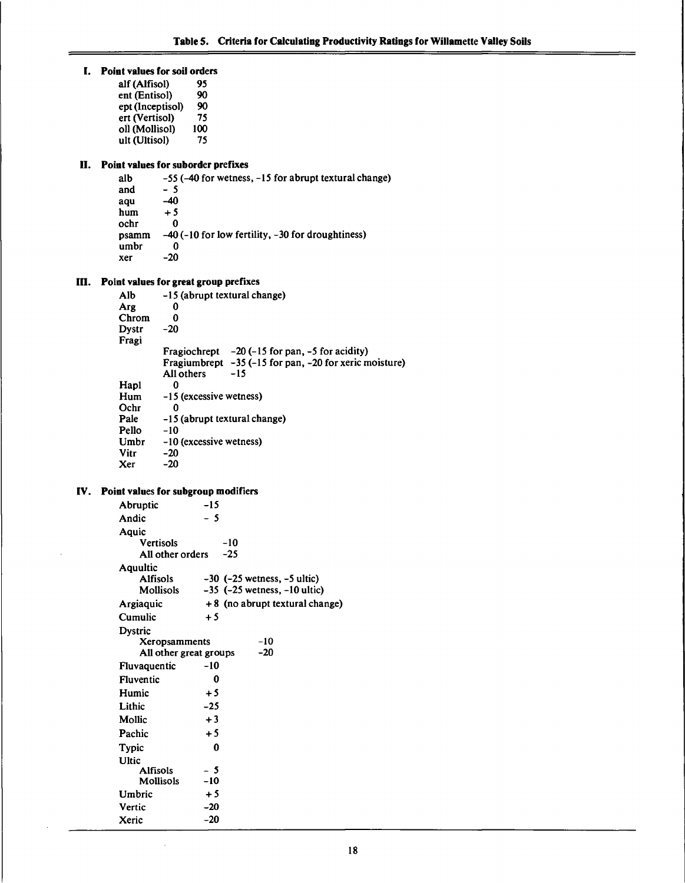## Table 5. Criteria for Calculating Productivity Ratings for Willamette Valley Soils

### I. Point values for soil orders

| | |
|---|---|
| alf (Alfisol) | 95 |
| ent (Entisol) | 90 |
| ept (Inceptisol) | 90 |
| ert (Vertisol) | 75 |
| oll (Mollisol) | 100 |
| ult (Ultisol) | 75 |

### II. Point values for suborder prefixes

| | |
|---|---|
| alb | -55 (-40 for wetness, -15 for abrupt textural change) |
| and | - 5 |
| aqu | -40 |
| hum | + 5 |
| ochr | 0 |
| psamm | -40 (-10 for low fertility, -30 for droughtiness) |
| umbr | 0 |
| xer | -20 |

### III. Point values for great group prefixes

| | | |
|---|---|---|
| Alb | -15 (abrupt textural change) | |
| Arg | 0 | |
| Chrom | 0 | |
| Dystr | -20 | |
| Fragi | | |
| | Fragiochrept | -20 (-15 for pan, -5 for acidity) |
| | Fragiumbrept | -35 (-15 for pan, -20 for xeric moisture) |
| | All others | -15 |
| Hapl | 0 | |
| Hum | -15 (excessive wetness) | |
| Ochr | 0 | |
| Pale | -15 (abrupt textural change) | |
| Pello | -10 | |
| Umbr | -10 (excessive wetness) | |
| Vitr | -20 | |
| Xer | -20 | |

### IV. Point values for subgroup modifiers

| | | |
|---|---|---|
| Abruptic | -15 | |
| Andic | - 5 | |
| Aquic | | |
| Vertisols | | -10 |
| All other orders | | -25 |
| Aquultic | | |
| Alfisols | -30 (-25 wetness, -5 ultic) | |
| Mollisols | -35 (-25 wetness, -10 ultic) | |
| Argiaquic | + 8 (no abrupt textural change) | |
| Cumulic | + 5 | |
| Dystric | | |
| Xeropsamments | | -10 |
| All other great groups | | -20 |
| Fluvaquentic | -10 | |
| Fluventic | 0 | |
| Humic | + 5 | |
| Lithic | -25 | |
| Mollic | + 3 | |
| Pachic | + 5 | |
| Typic | 0 | |
| Ultic | | |
| Alfisols | - 5 | |
| Mollisols | -10 | |
| Umbric | + 5 | |
| Vertic | -20 | |
| Xeric | -20 | |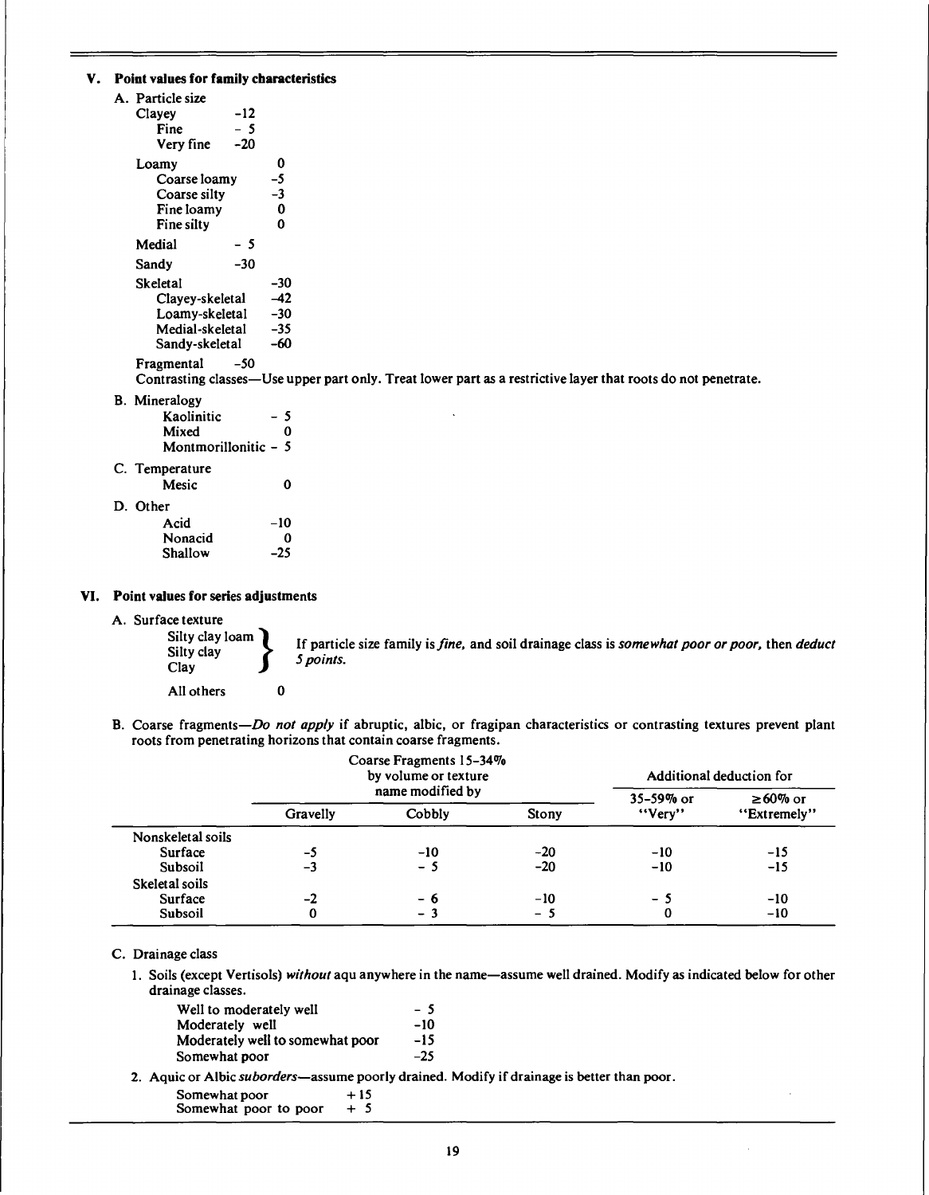## V. Point values for family characteristics

A. Particle size

- Clayey -12
  - Fine - 5
  - Very fine -20
- Loamy 0
  - Coarse loamy -5
  - Coarse silty -3
  - Fine loamy 0
  - Fine silty 0
- Medial - 5
- Sandy -30
- Skeletal -30
  - Clayey-skeletal -42
  - Loamy-skeletal -30
  - Medial-skeletal -35
  - Sandy-skeletal -60
- Fragmental -50

Contrasting classes—Use upper part only. Treat lower part as a restrictive layer that roots do not penetrate.

B. Mineralogy

- Kaolinitic - 5
- Mixed 0
- Montmorillonitic - 5

C. Temperature

- Mesic 0

D. Other

- Acid -10
- Nonacid 0
- Shallow -25

## VI. Point values for series adjustments

A. Surface texture

- Silty clay loam, Silty clay, Clay — If particle size family is *fine*, and soil drainage class is *somewhat poor or poor*, then *deduct 5 points*.
- All others 0

B. Coarse fragments—*Do not apply* if abruptic, albic, or fragipan characteristics or contrasting textures prevent plant roots from penetrating horizons that contain coarse fragments.

| | Coarse Fragments 15–34% by volume or texture name modified by | | | Additional deduction for | |
|---|---|---|---|---|---|
| | Gravelly | Cobbly | Stony | 35–59% or "Very" | ≥60% or "Extremely" |
| Nonskeletal soils | | | | | |
| Surface | -5 | -10 | -20 | -10 | -15 |
| Subsoil | -3 | - 5 | -20 | -10 | -15 |
| Skeletal soils | | | | | |
| Surface | -2 | - 6 | -10 | - 5 | -10 |
| Subsoil | 0 | - 3 | - 5 | 0 | -10 |

C. Drainage class

1. Soils (except Vertisols) *without* aqu anywhere in the name—assume well drained. Modify as indicated below for other drainage classes.
   - Well to moderately well - 5
   - Moderately well -10
   - Moderately well to somewhat poor -15
   - Somewhat poor -25
2. Aquic or Albic *suborders*—assume poorly drained. Modify if drainage is better than poor.
   - Somewhat poor + 15
   - Somewhat poor to poor + 5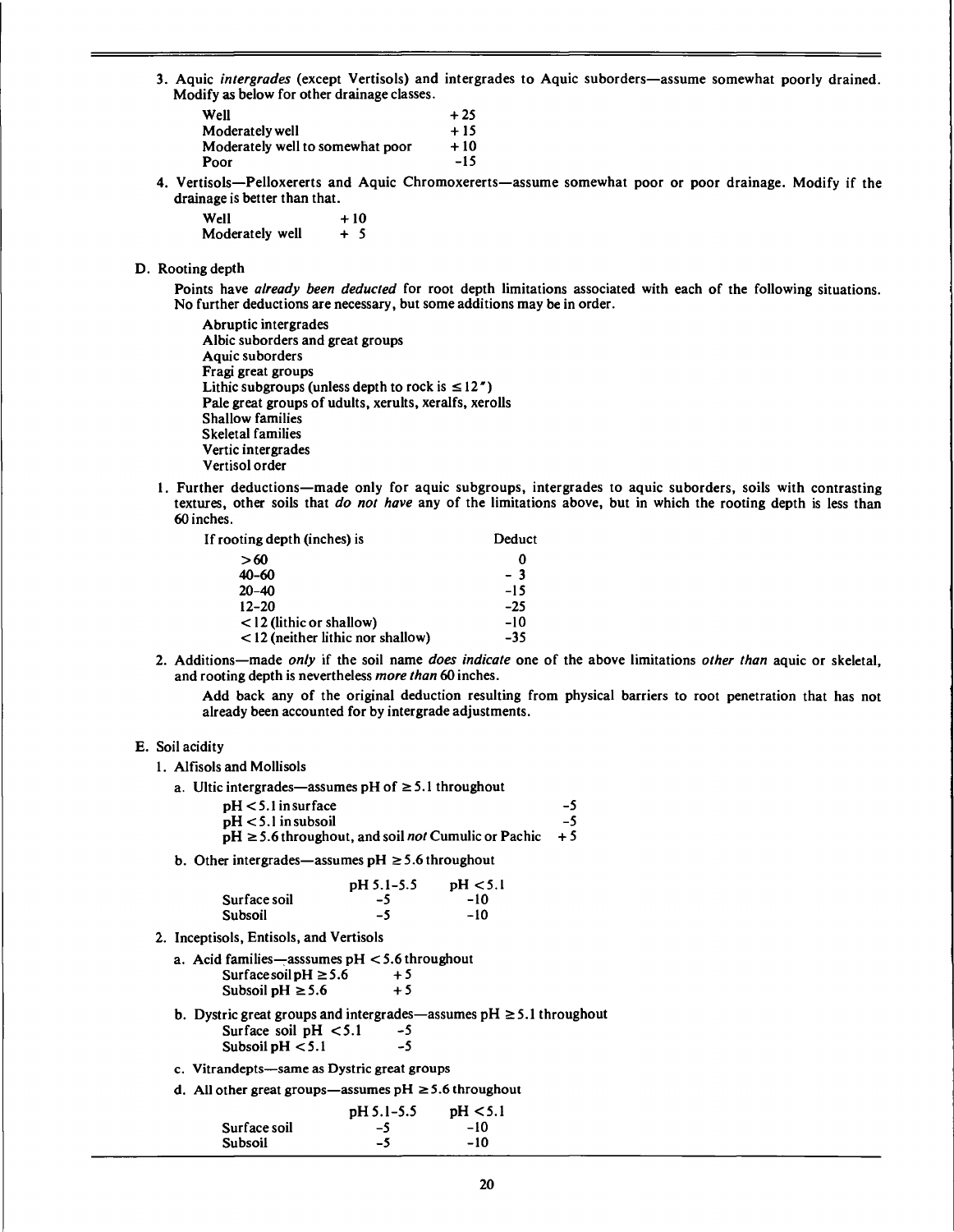3. Aquic *intergrades* (except Vertisols) and intergrades to Aquic suborders—assume somewhat poorly drained. Modify as below for other drainage classes.

| | |
|---|---|
| Well | +25 |
| Moderately well | +15 |
| Moderately well to somewhat poor | +10 |
| Poor | -15 |

4. Vertisols—Pelloxererts and Aquic Chromoxererts—assume somewhat poor or poor drainage. Modify if the drainage is better than that.

| | |
|---|---|
| Well | +10 |
| Moderately well | + 5 |

D. Rooting depth

Points have *already been deducted* for root depth limitations associated with each of the following situations. No further deductions are necessary, but some additions may be in order.

- Abruptic intergrades
- Albic suborders and great groups
- Aquic suborders
- Fragi great groups
- Lithic subgroups (unless depth to rock is ≤ 12")
- Pale great groups of udults, xerults, xeralfs, xerolls
- Shallow families
- Skeletal families
- Vertic intergrades
- Vertisol order

1. Further deductions—made only for aquic subgroups, intergrades to aquic suborders, soils with contrasting textures, other soils that *do not have* any of the limitations above, but in which the rooting depth is less than 60 inches.

| If rooting depth (inches) is | Deduct |
|---|---|
| >60 | 0 |
| 40-60 | - 3 |
| 20-40 | -15 |
| 12-20 | -25 |
| < 12 (lithic or shallow) | -10 |
| < 12 (neither lithic nor shallow) | -35 |

2. Additions—made *only* if the soil name *does indicate* one of the above limitations *other than* aquic or skeletal, and rooting depth is nevertheless *more than* 60 inches.

   Add back any of the original deduction resulting from physical barriers to root penetration that has not already been accounted for by intergrade adjustments.

E. Soil acidity

1. Alfisols and Mollisols

   a. Ultic intergrades—assumes pH of ≥ 5.1 throughout

| | |
|---|---|
| pH < 5.1 in surface | -5 |
| pH < 5.1 in subsoil | -5 |
| pH ≥ 5.6 throughout, and soil *not* Cumulic or Pachic | + 5 |

   b. Other intergrades—assumes pH ≥ 5.6 throughout

| | pH 5.1-5.5 | pH < 5.1 |
|---|---|---|
| Surface soil | -5 | -10 |
| Subsoil | -5 | -10 |

2. Inceptisols, Entisols, and Vertisols

   a. Acid families—asssumes pH < 5.6 throughout

| | |
|---|---|
| Surface soil pH ≥ 5.6 | + 5 |
| Subsoil pH ≥ 5.6 | + 5 |

   b. Dystric great groups and intergrades—assumes pH ≥ 5.1 throughout

| | |
|---|---|
| Surface soil pH < 5.1 | -5 |
| Subsoil pH < 5.1 | -5 |

   c. Vitrandepts—same as Dystric great groups

   d. All other great groups—assumes pH ≥ 5.6 throughout

| | pH 5.1-5.5 | pH < 5.1 |
|---|---|---|
| Surface soil | -5 | -10 |
| Subsoil | -5 | -10 |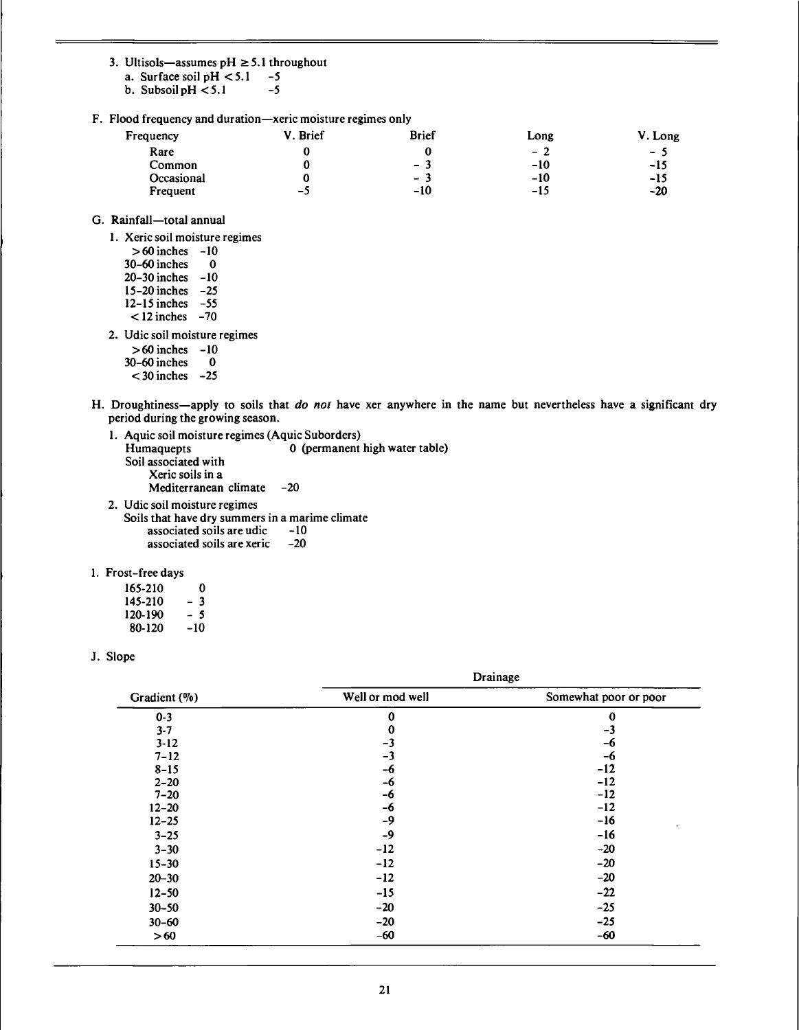3. Ultisols—assumes pH ≥ 5.1 throughout
   a. Surface soil pH < 5.1 -5
   b. Subsoil pH < 5.1 -5

F. Flood frequency and duration—xeric moisture regimes only

| Frequency | V. Brief | Brief | Long | V. Long |
|---|---|---|---|---|
| Rare | 0 | 0 | -2 | -5 |
| Common | 0 | -3 | -10 | -15 |
| Occasional | 0 | -3 | -10 | -15 |
| Frequent | -5 | -10 | -15 | -20 |

G. Rainfall—total annual

1. Xeric soil moisture regimes

| | |
|---|---|
| > 60 inches | -10 |
| 30–60 inches | 0 |
| 20–30 inches | -10 |
| 15–20 inches | -25 |
| 12–15 inches | -55 |
| < 12 inches | -70 |

2. Udic soil moisture regimes

| | |
|---|---|
| > 60 inches | -10 |
| 30–60 inches | 0 |
| < 30 inches | -25 |

H. Droughtiness—apply to soils that *do not* have xer anywhere in the name but nevertheless have a significant dry period during the growing season.

1. Aquic soil moisture regimes (Aquic Suborders)
   Humaquepts 0 (permanent high water table)
   Soil associated with
   Xeric soils in a
   Mediterranean climate -20
2. Udic soil moisture regimes
   Soils that have dry summers in a marime climate
   associated soils are udic -10
   associated soils are xeric -20

I. Frost-free days

| | |
|---|---|
| 165-210 | 0 |
| 145-210 | -3 |
| 120-190 | -5 |
| 80-120 | -10 |

J. Slope

| Gradient (%) | Drainage | |
|---|---|---|
| | Well or mod well | Somewhat poor or poor |
| 0-3 | 0 | 0 |
| 3-7 | 0 | -3 |
| 3-12 | -3 | -6 |
| 7–12 | -3 | -6 |
| 8–15 | -6 | -12 |
| 2–20 | -6 | -12 |
| 7–20 | -6 | -12 |
| 12–20 | -6 | -12 |
| 12–25 | -9 | -16 |
| 3–25 | -9 | -16 |
| 3–30 | -12 | -20 |
| 15–30 | -12 | -20 |
| 20–30 | -12 | -20 |
| 12–50 | -15 | -22 |
| 30–50 | -20 | -25 |
| 30–60 | -20 | -25 |
| > 60 | -60 | -60 |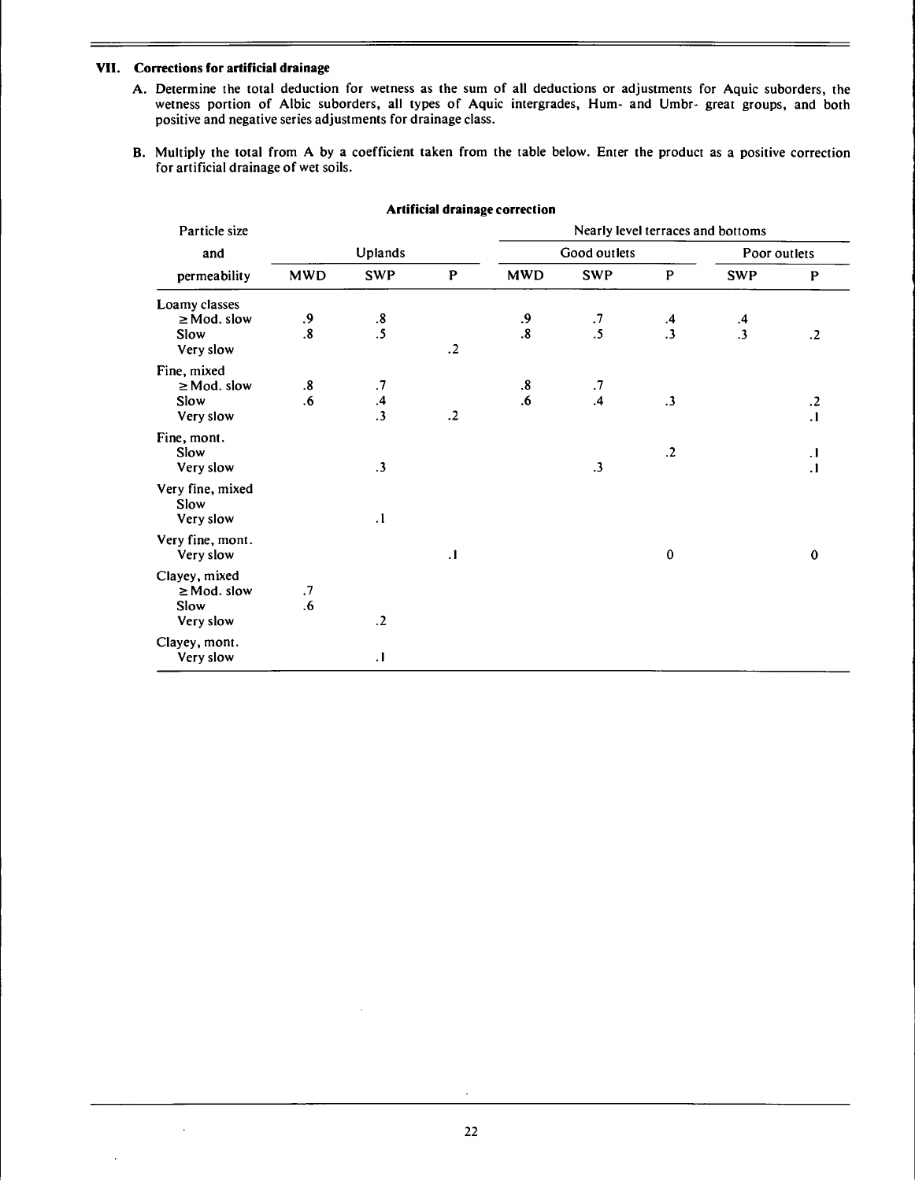## VII. Corrections for artificial drainage

A. Determine the total deduction for wetness as the sum of all deductions or adjustments for Aquic suborders, the wetness portion of Albic suborders, all types of Aquic intergrades, Hum- and Umbr- great groups, and both positive and negative series adjustments for drainage class.

B. Multiply the total from A by a coefficient taken from the table below. Enter the product as a positive correction for artificial drainage of wet soils.

**Artificial drainage correction**

| Particle size and permeability | Uplands | | | Nearly level terraces and bottoms | | | | |
|---|---|---|---|---|---|---|---|---|
| | | | | Good outlets | | | Poor outlets | |
| | MWD | SWP | P | MWD | SWP | P | SWP | P |
| **Loamy classes** | | | | | | | | |
| ≥ Mod. slow | .9 | .8 | | .9 | .7 | .4 | .4 | |
| Slow | .8 | .5 | | .8 | .5 | .3 | .3 | .2 |
| Very slow | | | .2 | | | | | |
| **Fine, mixed** | | | | | | | | |
| ≥ Mod. slow | .8 | .7 | | .8 | .7 | | | |
| Slow | .6 | .4 | | .6 | .4 | .3 | | .2 |
| Very slow | | .3 | .2 | | | | | .1 |
| **Fine, mont.** | | | | | | | | |
| Slow | | | | | | .2 | | .1 |
| Very slow | | .3 | | | .3 | | | .1 |
| **Very fine, mixed** | | | | | | | | |
| Slow | | | | | | | | |
| Very slow | | .1 | | | | | | |
| **Very fine, mont.** | | | | | | | | |
| Very slow | | | .1 | | | 0 | | 0 |
| **Clayey, mixed** | | | | | | | | |
| ≥ Mod. slow | .7 | | | | | | | |
| Slow | .6 | | | | | | | |
| Very slow | | .2 | | | | | | |
| **Clayey, mont.** | | | | | | | | |
| Very slow | | .1 | | | | | | |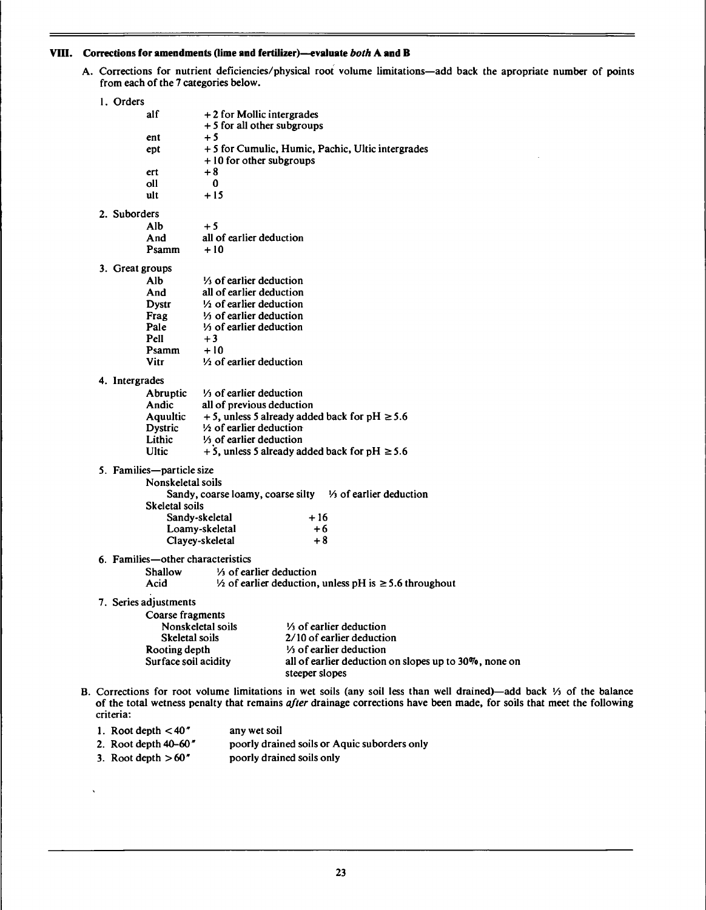## VIII. Corrections for amendments (lime and fertilizer)—evaluate *both* A and B

A. Corrections for nutrient deficiencies/physical root volume limitations—add back the apropriate number of points from each of the 7 categories below.

1. Orders

| | |
|---|---|
| alf | +2 for Mollic intergrades |
| | +5 for all other subgroups |
| ent | +5 |
| ept | +5 for Cumulic, Humic, Pachic, Ultic intergrades |
| | +10 for other subgroups |
| ert | +8 |
| oll | 0 |
| ult | +15 |

2. Suborders

| | |
|---|---|
| Alb | +5 |
| And | all of earlier deduction |
| Psamm | +10 |

3. Great groups

| | |
|---|---|
| Alb | ⅓ of earlier deduction |
| And | all of earlier deduction |
| Dystr | ½ of earlier deduction |
| Frag | ⅓ of earlier deduction |
| Pale | ⅓ of earlier deduction |
| Pell | +3 |
| Psamm | +10 |
| Vitr | ½ of earlier deduction |

4. Intergrades

| | |
|---|---|
| Abruptic | ⅓ of earlier deduction |
| Andic | all of previous deduction |
| Aquultic | +5, unless 5 already added back for pH ≥5.6 |
| Dystric | ½ of earlier deduction |
| Lithic | ⅓ of earlier deduction |
| Ultic | +5, unless 5 already added back for pH ≥5.6 |

5. Families—particle size

| | |
|---|---|
| Nonskeletal soils | |
| Sandy, coarse loamy, coarse silty | ⅓ of earlier deduction |
| Skeletal soils | |
| Sandy-skeletal | +16 |
| Loamy-skeletal | +6 |
| Clayey-skeletal | +8 |

6. Families—other characteristics

| | |
|---|---|
| Shallow | ⅓ of earlier deduction |
| Acid | ½ of earlier deduction, unless pH is ≥5.6 throughout |

7. Series adjustments

| | |
|---|---|
| Coarse fragments | |
| Nonskeletal soils | ⅓ of earlier deduction |
| Skeletal soils | 2/10 of earlier deduction |
| Rooting depth | ⅓ of earlier deduction |
| Surface soil acidity | all of earlier deduction on slopes up to 30%, none on steeper slopes |

B. Corrections for root volume limitations in wet soils (any soil less than well drained)—add back ⅓ of the balance of the total wetness penalty that remains *after* drainage corrections have been made, for soils that meet the following criteria:

| | |
|---|---|
| 1. Root depth <40" | any wet soil |
| 2. Root depth 40–60" | poorly drained soils or Aquic suborders only |
| 3. Root depth >60" | poorly drained soils only |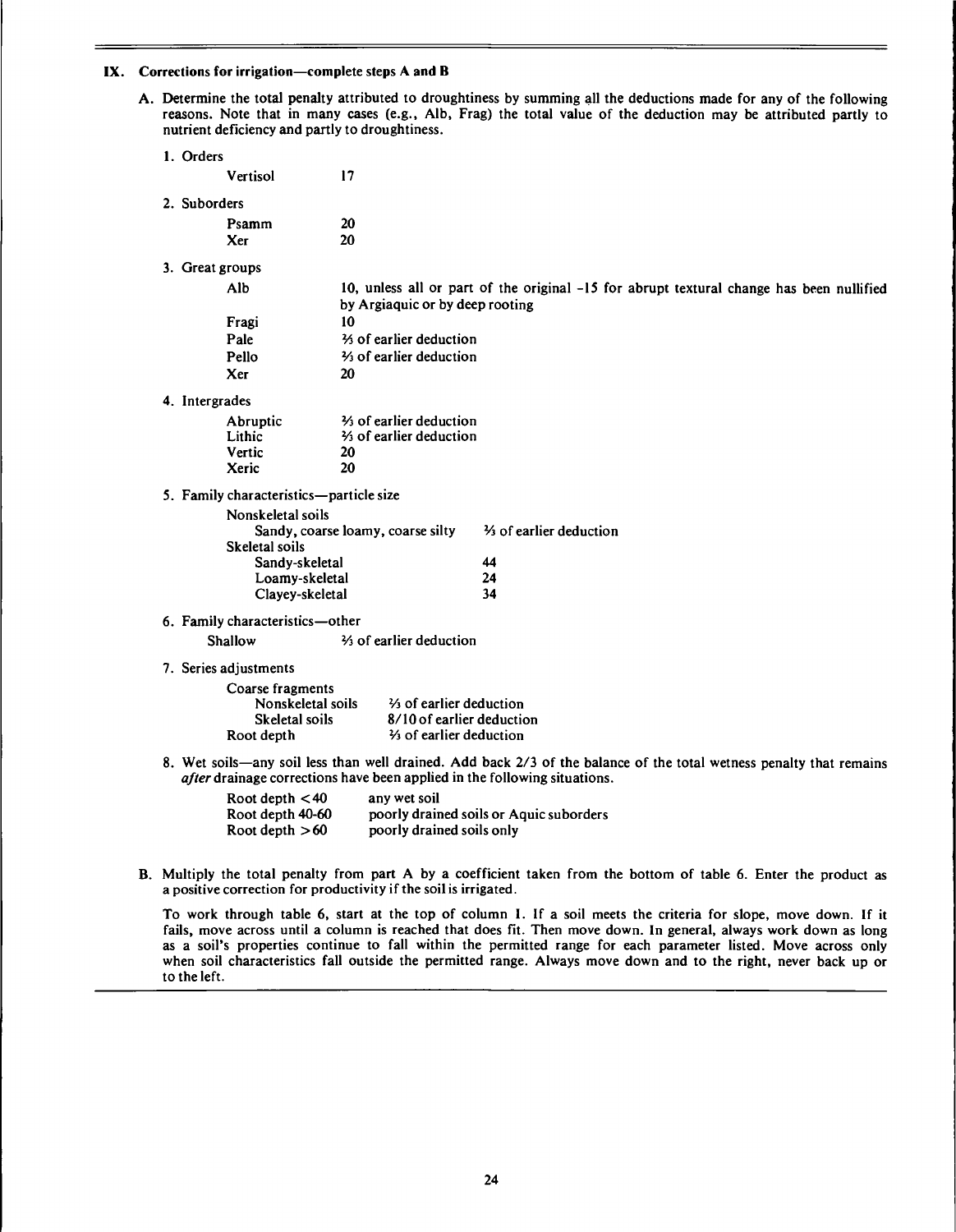## IX. Corrections for irrigation—complete steps A and B

A. Determine the total penalty attributed to droughtiness by summing all the deductions made for any of the following reasons. Note that in many cases (e.g., Alb, Frag) the total value of the deduction may be attributed partly to nutrient deficiency and partly to droughtiness.

1. Orders

| | |
|---|---|
| Vertisol | 17 |

2. Suborders

| | |
|---|---|
| Psamm | 20 |
| Xer | 20 |

3. Great groups

| | |
|---|---|
| Alb | 10, unless all or part of the original -15 for abrupt textural change has been nullified by Argiaquic or by deep rooting |
| Fragi | 10 |
| Pale | ⅔ of earlier deduction |
| Pello | ⅔ of earlier deduction |
| Xer | 20 |

4. Intergrades

| | |
|---|---|
| Abruptic | ⅔ of earlier deduction |
| Lithic | ⅔ of earlier deduction |
| Vertic | 20 |
| Xeric | 20 |

5. Family characteristics—particle size

| | |
|---|---|
| Nonskeletal soils | |
| Sandy, coarse loamy, coarse silty | ⅔ of earlier deduction |
| Skeletal soils | |
| Sandy-skeletal | 44 |
| Loamy-skeletal | 24 |
| Clayey-skeletal | 34 |

6. Family characteristics—other

| | |
|---|---|
| Shallow | ⅔ of earlier deduction |

7. Series adjustments

| | |
|---|---|
| Coarse fragments | |
| Nonskeletal soils | ⅔ of earlier deduction |
| Skeletal soils | 8/10 of earlier deduction |
| Root depth | ⅔ of earlier deduction |

8. Wet soils—any soil less than well drained. Add back 2/3 of the balance of the total wetness penalty that remains *after* drainage corrections have been applied in the following situations.

| | |
|---|---|
| Root depth <40 | any wet soil |
| Root depth 40-60 | poorly drained soils or Aquic suborders |
| Root depth >60 | poorly drained soils only |

B. Multiply the total penalty from part A by a coefficient taken from the bottom of table 6. Enter the product as a positive correction for productivity if the soil is irrigated.

To work through table 6, start at the top of column 1. If a soil meets the criteria for slope, move down. If it fails, move across until a column is reached that does fit. Then move down. In general, always work down as long as a soil's properties continue to fall within the permitted range for each parameter listed. Move across only when soil characteristics fall outside the permitted range. Always move down and to the right, never back up or to the left.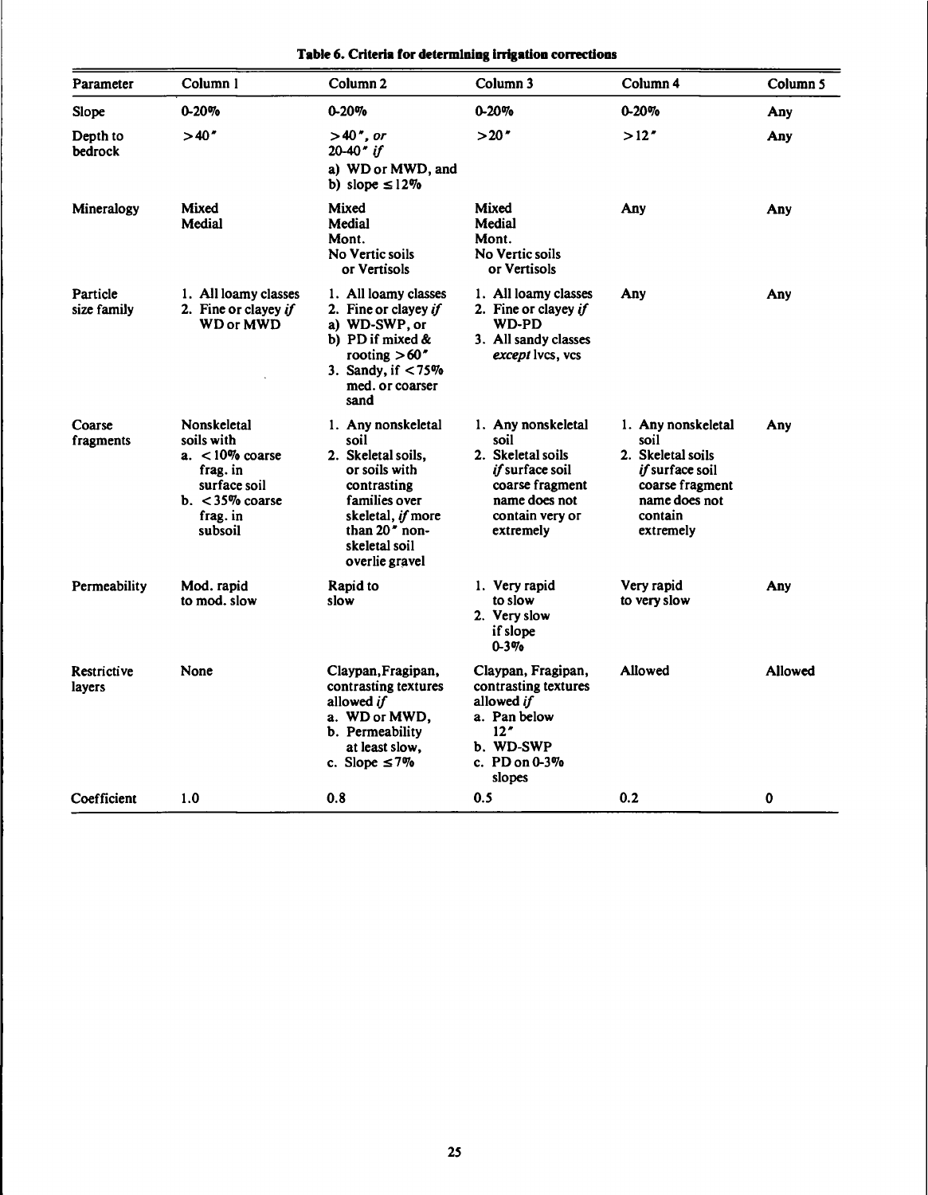**Table 6. Criteria for determining irrigation corrections**

| Parameter | Column 1 | Column 2 | Column 3 | Column 4 | Column 5 |
|---|---|---|---|---|---|
| Slope | 0-20% | 0-20% | 0-20% | 0-20% | Any |
| Depth to bedrock | >40" | >40", *or* 20-40" *if* a) WD or MWD, and b) slope ≤12% | >20" | >12" | Any |
| Mineralogy | Mixed Medial | Mixed Medial Mont. No Vertic soils or Vertisols | Mixed Medial Mont. No Vertic soils or Vertisols | Any | Any |
| Particle size family | 1. All loamy classes 2. Fine or clayey *if* WD or MWD | 1. All loamy classes 2. Fine or clayey *if* a) WD-SWP, or b) PD if mixed & rooting >60" 3. Sandy, if <75% med. or coarser sand | 1. All loamy classes 2. Fine or clayey *if* WD-PD 3. All sandy classes *except* lvcs, vcs | Any | Any |
| Coarse fragments | Nonskeletal soils with a. <10% coarse frag. in surface soil b. <35% coarse frag. in subsoil | 1. Any nonskeletal soil 2. Skeletal soils, or soils with contrasting families over skeletal, *if* more than 20" non-skeletal soil overlie gravel | 1. Any nonskeletal soil 2. Skeletal soils *if* surface soil coarse fragment name does not contain very or extremely | 1. Any nonskeletal soil 2. Skeletal soils *if* surface soil coarse fragment name does not contain extremely | Any |
| Permeability | Mod. rapid to mod. slow | Rapid to slow | 1. Very rapid to slow 2. Very slow if slope 0-3% | Very rapid to very slow | Any |
| Restrictive layers | None | Claypan, Fragipan, contrasting textures allowed *if* a. WD or MWD, b. Permeability at least slow, c. Slope ≤7% | Claypan, Fragipan, contrasting textures allowed *if* a. Pan below 12" b. WD-SWP c. PD on 0-3% slopes | Allowed | Allowed |
| Coefficient | 1.0 | 0.8 | 0.5 | 0.2 | 0 |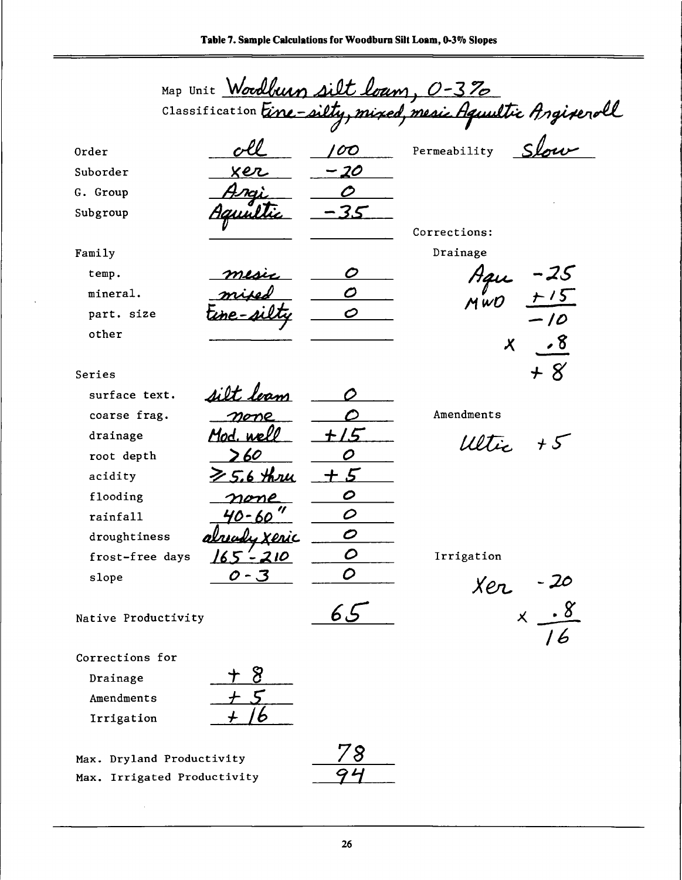**Table 7. Sample Calculations for Woodburn Silt Loam, 0-3% Slopes**

Map Unit *Woodburn silt loam, 0-3%*

Classification *Fine-silty, mixed, mesic Aquultic Argixeroll*

| | | | |
|---|---|---|---|
| Order | *oll* | *100* | Permeability *Slow* |
| Suborder | *xer* | *-20* | |
| G. Group | *Argi* | *0* | |
| Subgroup | *Aquultic* | *-35* | |
| | | | Corrections: |
| Family | | | Drainage |
| temp. | *mesic* | *0* | *Aqu -25* |
| mineral. | *mixed* | *0* | *MWD +15* |
| part. size | *fine-silty* | *0* | *-10* |
| other | | | *x .8* |
| | | | *+8* |
| Series | | | |
| surface text. | *silt loam* | *0* | |
| coarse frag. | *none* | *0* | Amendments |
| drainage | *Mod. well* | *+15* | *Ultic +5* |
| root depth | *>60* | *0* | |
| acidity | *≥5.6 thru* | *+5* | |
| flooding | *none* | *0* | |
| rainfall | *40-60"* | *0* | |
| droughtiness | *already xeric* | *0* | |
| frost-free days | *165-210* | *0* | Irrigation |
| slope | *0-3* | *0* | *Xer -20* |
| Native Productivity | | *65* | *x .8* |
| | | | *16* |
| Corrections for | | | |
| Drainage | *+8* | | |
| Amendments | *+5* | | |
| Irrigation | *+16* | | |
| Max. Dryland Productivity | | *78* | |
| Max. Irrigated Productivity | | *94* | |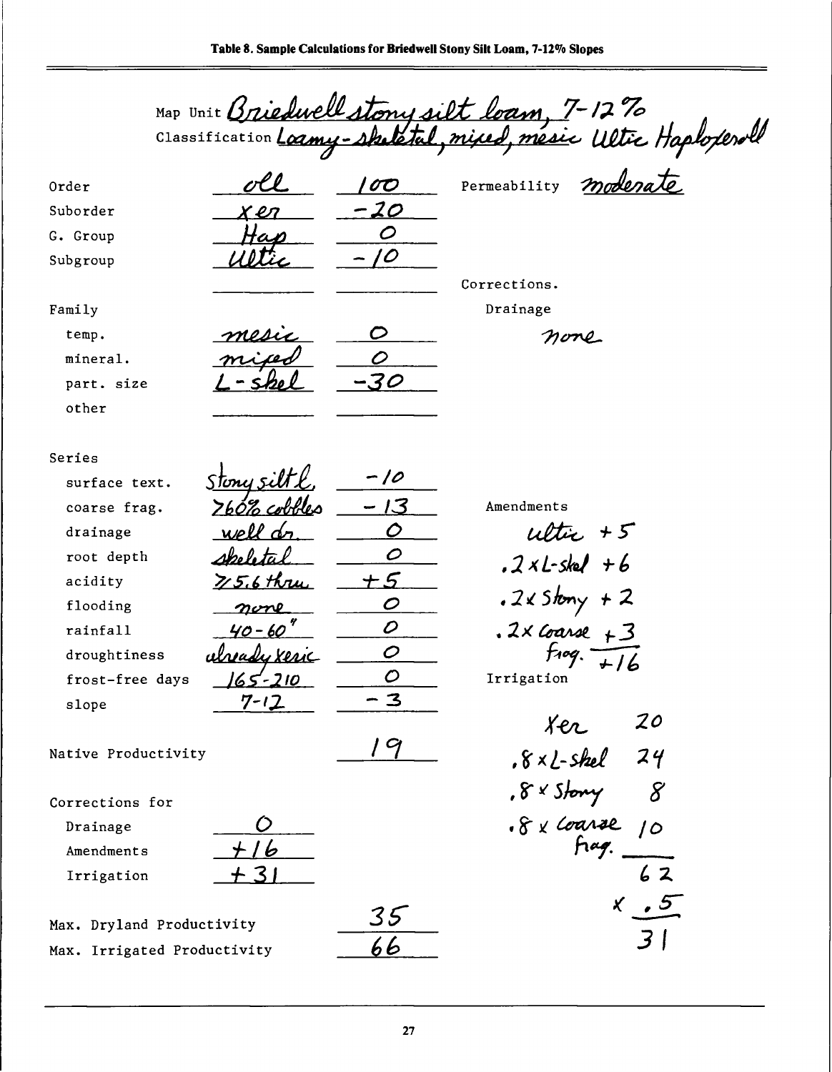**Table 8. Sample Calculations for Briedwell Stony Silt Loam, 7-12% Slopes**

Map Unit Briedwell stony silt loam, 7-12 %

Classification Loamy-skeletal, mixed, mesic Ultic Haploxeroll

| | | |
|---|---|---|
| Order | oll | 100 |
| Suborder | xer | -20 |
| G. Group | Hap | 0 |
| Subgroup | Ultic | -10 |
| | | |
| **Family** | | |
| temp. | mesic | 0 |
| mineral. | mixed | 0 |
| part. size | L-skel | -30 |
| other | | |
| | | |
| **Series** | | |
| surface text. | Stony silt l. | -10 |
| coarse frag. | >60% cobbles | -13 |
| drainage | well dr. | 0 |
| root depth | skeletal | 0 |
| acidity | >5.6 thru | +5 |
| flooding | none | 0 |
| rainfall | 40-60" | 0 |
| droughtiness | already xeric | 0 |
| frost-free days | 165-210 | 0 |
| slope | 7-12 | -3 |
| | | |
| Native Productivity | | 19 |
| | | |
| **Corrections for** | | |
| Drainage | 0 | |
| Amendments | +16 | |
| Irrigation | +31 | |
| | | |
| Max. Dryland Productivity | | 35 |
| Max. Irrigated Productivity | | 66 |

Permeability moderate

Corrections.

Drainage

none

Amendments

ultic +5

.2 × L-skel +6

.2 × Stony +2

.2 × Coarse frag. +3

+16

Irrigation

| | |
|---|---|
| Xer | 20 |
| .8 × L-skel | 24 |
| .8 × Stony | 8 |
| .8 × Coarse frag. | 10 |
| | 62 |
| | × .5 |
| | 31 |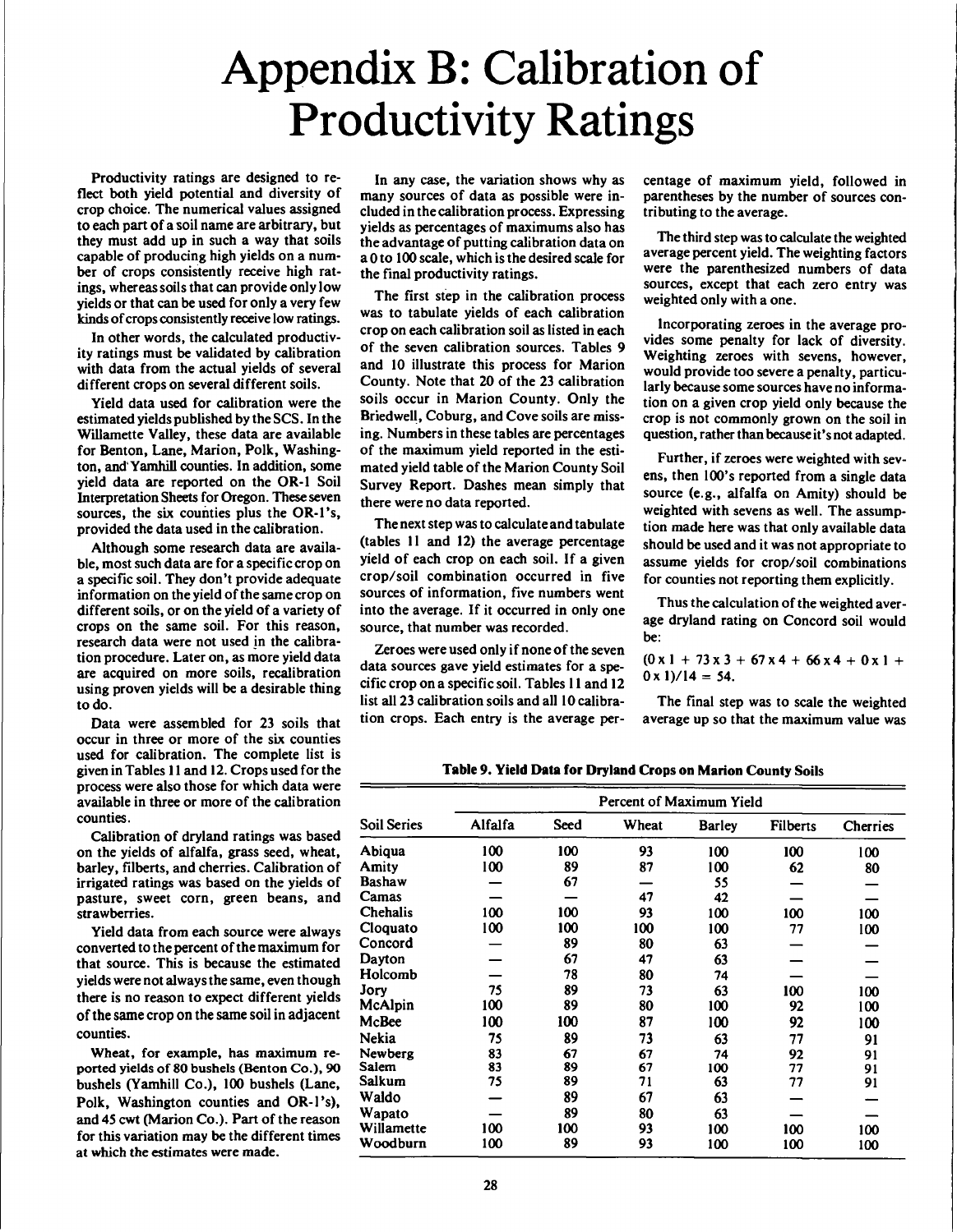# Appendix B: Calibration of Productivity Ratings

Productivity ratings are designed to reflect both yield potential and diversity of crop choice. The numerical values assigned to each part of a soil name are arbitrary, but they must add up in such a way that soils capable of producing high yields on a number of crops consistently receive high ratings, whereas soils that can provide only low yields or that can be used for only a very few kinds of crops consistently receive low ratings.

In other words, the calculated productivity ratings must be validated by calibration with data from the actual yields of several different crops on several different soils.

Yield data used for calibration were the estimated yields published by the SCS. In the Willamette Valley, these data are available for Benton, Lane, Marion, Polk, Washington, and Yamhill counties. In addition, some yield data are reported on the OR-1 Soil Interpretation Sheets for Oregon. These seven sources, the six counties plus the OR-1's, provided the data used in the calibration.

Although some research data are available, most such data are for a specific crop on a specific soil. They don't provide adequate information on the yield of the same crop on different soils, or on the yield of a variety of crops on the same soil. For this reason, research data were not used in the calibration procedure. Later on, as more yield data are acquired on more soils, recalibration using proven yields will be a desirable thing to do.

Data were assembled for 23 soils that occur in three or more of the six counties used for calibration. The complete list is given in Tables 11 and 12. Crops used for the process were also those for which data were available in three or more of the calibration counties.

Calibration of dryland ratings was based on the yields of alfalfa, grass seed, wheat, barley, filberts, and cherries. Calibration of irrigated ratings was based on the yields of pasture, sweet corn, green beans, and strawberries.

Yield data from each source were always converted to the percent of the maximum for that source. This is because the estimated yields were not always the same, even though there is no reason to expect different yields of the same crop on the same soil in adjacent counties.

Wheat, for example, has maximum reported yields of 80 bushels (Benton Co.), 90 bushels (Yamhill Co.), 100 bushels (Lane, Polk, Washington counties and OR-1's), and 45 cwt (Marion Co.). Part of the reason for this variation may be the different times at which the estimates were made.

In any case, the variation shows why as many sources of data as possible were included in the calibration process. Expressing yields as percentages of maximums also has the advantage of putting calibration data on a 0 to 100 scale, which is the desired scale for the final productivity ratings.

The first step in the calibration process was to tabulate yields of each calibration crop on each calibration soil as listed in each of the seven calibration sources. Tables 9 and 10 illustrate this process for Marion County. Note that 20 of the 23 calibration soils occur in Marion County. Only the Briedwell, Coburg, and Cove soils are missing. Numbers in these tables are percentages of the maximum yield reported in the estimated yield table of the Marion County Soil Survey Report. Dashes mean simply that there were no data reported.

The next step was to calculate and tabulate (tables 11 and 12) the average percentage yield of each crop on each soil. If a given crop/soil combination occurred in five sources of information, five numbers went into the average. If it occurred in only one source, that number was recorded.

Zeroes were used only if none of the seven data sources gave yield estimates for a specific crop on a specific soil. Tables 11 and 12 list all 23 calibration soils and all 10 calibration crops. Each entry is the average percentage of maximum yield, followed in parentheses by the number of sources contributing to the average.

The third step was to calculate the weighted average percent yield. The weighting factors were the parenthesized numbers of data sources, except that each zero entry was weighted only with a one.

Incorporating zeroes in the average provides some penalty for lack of diversity. Weighting zeroes with sevens, however, would provide too severe a penalty, particularly because some sources have no information on a given crop yield only because the crop is not commonly grown on the soil in question, rather than because it's not adapted.

Further, if zeroes were weighted with sevens, then 100's reported from a single data source (e.g., alfalfa on Amity) should be weighted with sevens as well. The assumption made here was that only available data should be used and it was not appropriate to assume yields for crop/soil combinations for counties not reporting them explicitly.

Thus the calculation of the weighted average dryland rating on Concord soil would be:

$$(0 \times 1 + 73 \times 3 + 67 \times 4 + 66 \times 4 + 0 \times 1 + 0 \times 1)/14 = 54.$$

The final step was to scale the weighted average up so that the maximum value was

**Table 9. Yield Data for Dryland Crops on Marion County Soils**

| Soil Series | Percent of Maximum Yield | | | | | |
|---|---|---|---|---|---|---|
| | Alfalfa | Seed | Wheat | Barley | Filberts | Cherries |
| Abiqua | 100 | 100 | 93 | 100 | 100 | 100 |
| Amity | 100 | 89 | 87 | 100 | 62 | 80 |
| Bashaw | — | 67 | — | 55 | — | — |
| Camas | — | — | 47 | 42 | — | — |
| Chehalis | 100 | 100 | 93 | 100 | 100 | 100 |
| Cloquato | 100 | 100 | 100 | 100 | 77 | 100 |
| Concord | — | 89 | 80 | 63 | — | — |
| Dayton | — | 67 | 47 | 63 | — | — |
| Holcomb | — | 78 | 80 | 74 | — | — |
| Jory | 75 | 89 | 73 | 63 | 100 | 100 |
| McAlpin | 100 | 89 | 80 | 100 | 92 | 100 |
| McBee | 100 | 100 | 87 | 100 | 92 | 100 |
| Nekia | 75 | 89 | 73 | 63 | 77 | 91 |
| Newberg | 83 | 67 | 67 | 74 | 92 | 91 |
| Salem | 83 | 89 | 67 | 100 | 77 | 91 |
| Salkum | 75 | 89 | 71 | 63 | 77 | 91 |
| Waldo | — | 89 | 67 | 63 | — | — |
| Wapato | — | 89 | 80 | 63 | — | — |
| Willamette | 100 | 100 | 93 | 100 | 100 | 100 |
| Woodburn | 100 | 89 | 93 | 100 | 100 | 100 |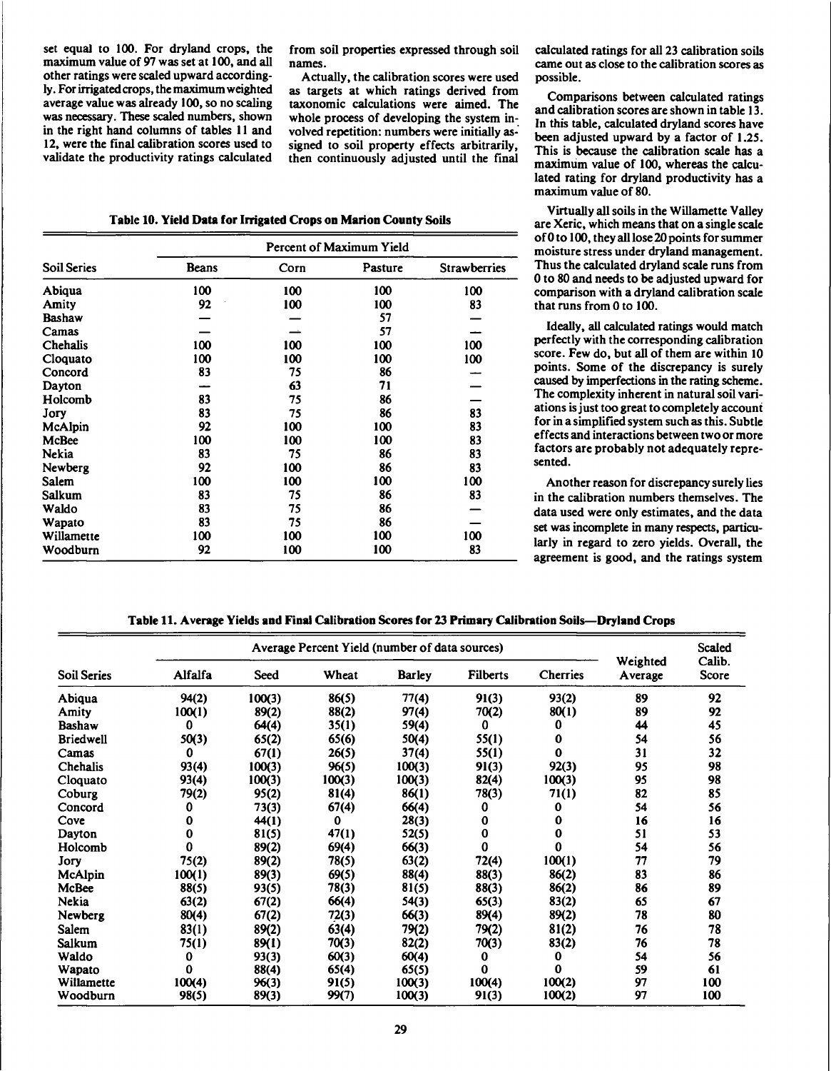set equal to 100. For dryland crops, the maximum value of 97 was set at 100, and all other ratings were scaled upward accordingly. For irrigated crops, the maximum weighted average value was already 100, so no scaling was necessary. These scaled numbers, shown in the right hand columns of tables 11 and 12, were the final calibration scores used to validate the productivity ratings calculated from soil properties expressed through soil names.

Actually, the calibration scores were used as targets at which ratings derived from taxonomic calculations were aimed. The whole process of developing the system involved repetition: numbers were initially assigned to soil property effects arbitrarily, then continuously adjusted until the final calculated ratings for all 23 calibration soils came out as close to the calibration scores as possible.

Comparisons between calculated ratings and calibration scores are shown in table 13. In this table, calculated dryland scores have been adjusted upward by a factor of 1.25. This is because the calibration scale has a maximum value of 100, whereas the calculated rating for dryland productivity has a maximum value of 80.

Virtually all soils in the Willamette Valley are Xeric, which means that on a single scale of 0 to 100, they all lose 20 points for summer moisture stress under dryland management. Thus the calculated dryland scale runs from 0 to 80 and needs to be adjusted upward for comparison with a dryland calibration scale that runs from 0 to 100.

Ideally, all calculated ratings would match perfectly with the corresponding calibration score. Few do, but all of them are within 10 points. Some of the discrepancy is surely caused by imperfections in the rating scheme. The complexity inherent in natural soil variations is just too great to completely account for in a simplified system such as this. Subtle effects and interactions between two or more factors are probably not adequately represented.

Another reason for discrepancy surely lies in the calibration numbers themselves. The data used were only estimates, and the data set was incomplete in many respects, particularly in regard to zero yields. Overall, the agreement is good, and the ratings system

**Table 10. Yield Data for Irrigated Crops on Marion County Soils**

| Soil Series | Percent of Maximum Yield | | | |
|---|---|---|---|---|
| | Beans | Corn | Pasture | Strawberries |
| Abiqua | 100 | 100 | 100 | 100 |
| Amity | 92 | 100 | 100 | 83 |
| Bashaw | — | — | 57 | — |
| Camas | — | — | 57 | — |
| Chehalis | 100 | 100 | 100 | 100 |
| Cloquato | 100 | 100 | 100 | 100 |
| Concord | 83 | 75 | 86 | — |
| Dayton | — | 63 | 71 | — |
| Holcomb | 83 | 75 | 86 | — |
| Jory | 83 | 75 | 86 | 83 |
| McAlpin | 92 | 100 | 100 | 83 |
| McBee | 100 | 100 | 100 | 83 |
| Nekia | 83 | 75 | 86 | 83 |
| Newberg | 92 | 100 | 86 | 83 |
| Salem | 100 | 100 | 100 | 100 |
| Salkum | 83 | 75 | 86 | 83 |
| Waldo | 83 | 75 | 86 | — |
| Wapato | 83 | 75 | 86 | — |
| Willamette | 100 | 100 | 100 | 100 |
| Woodburn | 92 | 100 | 100 | 83 |

**Table 11. Average Yields and Final Calibration Scores for 23 Primary Calibration Soils—Dryland Crops**

| Soil Series | Average Percent Yield (number of data sources) | | | | | | Weighted Average | Scaled Calib. Score |
|---|---|---|---|---|---|---|---|---|
| | Alfalfa | Seed | Wheat | Barley | Filberts | Cherries | | |
| Abiqua | 94(2) | 100(3) | 86(5) | 77(4) | 91(3) | 93(2) | 89 | 92 |
| Amity | 100(1) | 89(2) | 88(2) | 97(4) | 70(2) | 80(1) | 89 | 92 |
| Bashaw | 0 | 64(4) | 35(1) | 59(4) | 0 | 0 | 44 | 45 |
| Briedwell | 50(3) | 65(2) | 65(6) | 50(4) | 55(1) | 0 | 54 | 56 |
| Camas | 0 | 67(1) | 26(5) | 37(4) | 55(1) | 0 | 31 | 32 |
| Chehalis | 93(4) | 100(3) | 96(5) | 100(3) | 91(3) | 92(3) | 95 | 98 |
| Cloquato | 93(4) | 100(3) | 100(3) | 100(3) | 82(4) | 100(3) | 95 | 98 |
| Coburg | 79(2) | 95(2) | 81(4) | 86(1) | 78(3) | 71(1) | 82 | 85 |
| Concord | 0 | 73(3) | 67(4) | 66(4) | 0 | 0 | 54 | 56 |
| Cove | 0 | 44(1) | 0 | 28(3) | 0 | 0 | 16 | 16 |
| Dayton | 0 | 81(5) | 47(1) | 52(5) | 0 | 0 | 51 | 53 |
| Holcomb | 0 | 89(2) | 69(4) | 66(3) | 0 | 0 | 54 | 56 |
| Jory | 75(2) | 89(2) | 78(5) | 63(2) | 72(4) | 100(1) | 77 | 79 |
| McAlpin | 100(1) | 89(3) | 69(5) | 88(4) | 88(3) | 86(2) | 83 | 86 |
| McBee | 88(5) | 93(5) | 78(3) | 81(5) | 88(3) | 86(2) | 86 | 89 |
| Nekia | 63(2) | 67(2) | 66(4) | 54(3) | 65(3) | 83(2) | 65 | 67 |
| Newberg | 80(4) | 67(2) | 72(3) | 66(3) | 89(4) | 89(2) | 78 | 80 |
| Salem | 83(1) | 89(2) | 63(4) | 79(2) | 79(2) | 81(2) | 76 | 78 |
| Salkum | 75(1) | 89(1) | 70(3) | 82(2) | 70(3) | 83(2) | 76 | 78 |
| Waldo | 0 | 93(3) | 60(3) | 60(4) | 0 | 0 | 54 | 56 |
| Wapato | 0 | 88(4) | 65(4) | 65(5) | 0 | 0 | 59 | 61 |
| Willamette | 100(4) | 96(3) | 91(5) | 100(3) | 100(4) | 100(2) | 97 | 100 |
| Woodburn | 98(5) | 89(3) | 99(7) | 100(3) | 91(3) | 100(2) | 97 | 100 |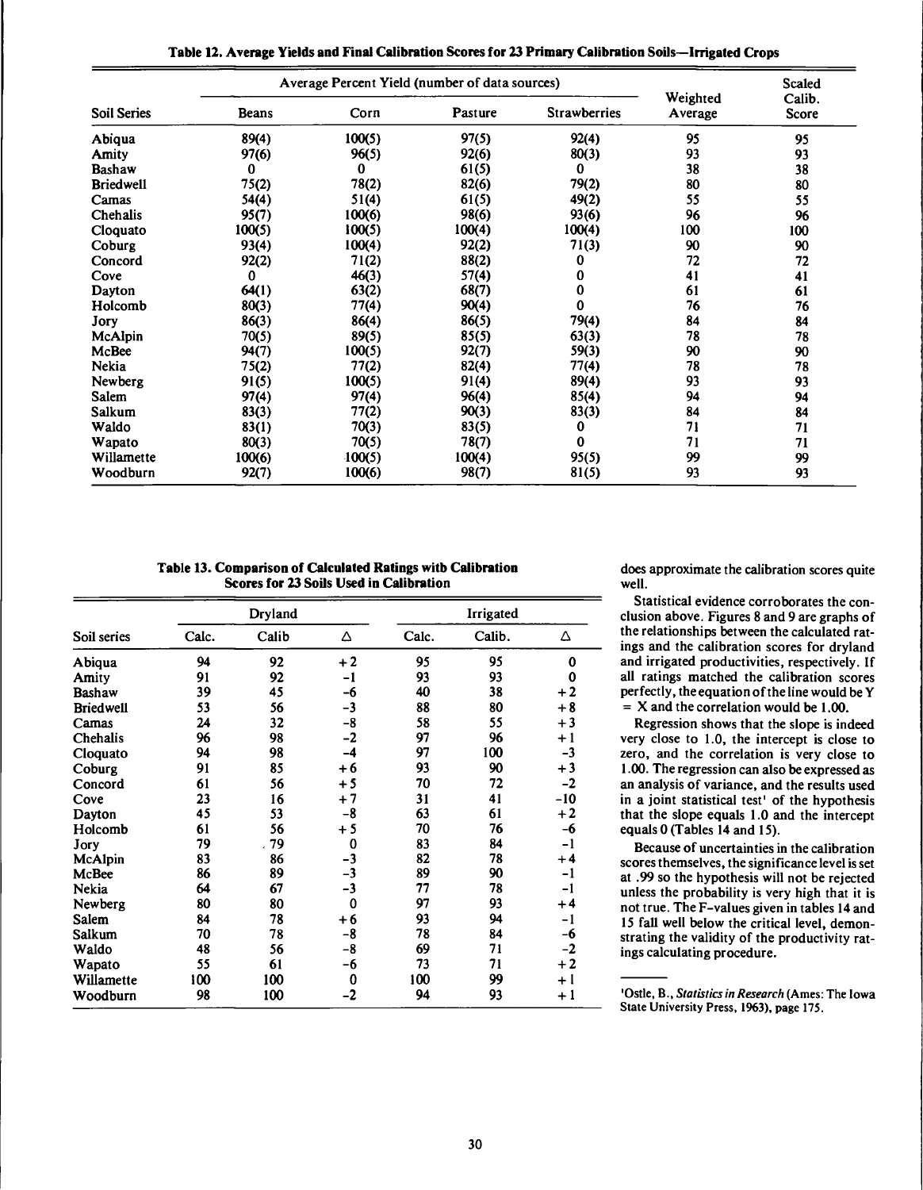**Table 12. Average Yields and Final Calibration Scores for 23 Primary Calibration Soils—Irrigated Crops**

| Soil Series | Average Percent Yield (number of data sources) | | | | Weighted Average | Scaled Calib. Score |
|---|---|---|---|---|---|---|
| | Beans | Corn | Pasture | Strawberries | | |
| Abiqua | 89(4) | 100(5) | 97(5) | 92(4) | 95 | 95 |
| Amity | 97(6) | 96(5) | 92(6) | 80(3) | 93 | 93 |
| Bashaw | 0 | 0 | 61(5) | 0 | 38 | 38 |
| Briedwell | 75(2) | 78(2) | 82(6) | 79(2) | 80 | 80 |
| Camas | 54(4) | 51(4) | 61(5) | 49(2) | 55 | 55 |
| Chehalis | 95(7) | 100(6) | 98(6) | 93(6) | 96 | 96 |
| Cloquato | 100(5) | 100(5) | 100(4) | 100(4) | 100 | 100 |
| Coburg | 93(4) | 100(4) | 92(2) | 71(3) | 90 | 90 |
| Concord | 92(2) | 71(2) | 88(2) | 0 | 72 | 72 |
| Cove | 0 | 46(3) | 57(4) | 0 | 41 | 41 |
| Dayton | 64(1) | 63(2) | 68(7) | 0 | 61 | 61 |
| Holcomb | 80(3) | 77(4) | 90(4) | 0 | 76 | 76 |
| Jory | 86(3) | 86(4) | 86(5) | 79(4) | 84 | 84 |
| McAlpin | 70(5) | 89(5) | 85(5) | 63(3) | 78 | 78 |
| McBee | 94(7) | 100(5) | 92(7) | 59(3) | 90 | 90 |
| Nekia | 75(2) | 77(2) | 82(4) | 77(4) | 78 | 78 |
| Newberg | 91(5) | 100(5) | 91(4) | 89(4) | 93 | 93 |
| Salem | 97(4) | 97(4) | 96(4) | 85(4) | 94 | 94 |
| Salkum | 83(3) | 77(2) | 90(3) | 83(3) | 84 | 84 |
| Waldo | 83(1) | 70(3) | 83(5) | 0 | 71 | 71 |
| Wapato | 80(3) | 70(5) | 78(7) | 0 | 71 | 71 |
| Willamette | 100(6) | 100(5) | 100(4) | 95(5) | 99 | 99 |
| Woodburn | 92(7) | 100(6) | 98(7) | 81(5) | 93 | 93 |

**Table 13. Comparison of Calculated Ratings with Calibration Scores for 23 Soils Used in Calibration**

| Soil series | Dryland | | | Irrigated | | |
|---|---|---|---|---|---|---|
| | Calc. | Calib | Δ | Calc. | Calib. | Δ |
| Abiqua | 94 | 92 | +2 | 95 | 95 | 0 |
| Amity | 91 | 92 | −1 | 93 | 93 | 0 |
| Bashaw | 39 | 45 | −6 | 40 | 38 | +2 |
| Briedwell | 53 | 56 | −3 | 88 | 80 | +8 |
| Camas | 24 | 32 | −8 | 58 | 55 | +3 |
| Chehalis | 96 | 98 | −2 | 97 | 96 | +1 |
| Cloquato | 94 | 98 | −4 | 97 | 100 | −3 |
| Coburg | 91 | 85 | +6 | 93 | 90 | +3 |
| Concord | 61 | 56 | +5 | 70 | 72 | −2 |
| Cove | 23 | 16 | +7 | 31 | 41 | −10 |
| Dayton | 45 | 53 | −8 | 63 | 61 | +2 |
| Holcomb | 61 | 56 | +5 | 70 | 76 | −6 |
| Jory | 79 | 79 | 0 | 83 | 84 | −1 |
| McAlpin | 83 | 86 | −3 | 82 | 78 | +4 |
| McBee | 86 | 89 | −3 | 89 | 90 | −1 |
| Nekia | 64 | 67 | −3 | 77 | 78 | −1 |
| Newberg | 80 | 80 | 0 | 97 | 93 | +4 |
| Salem | 84 | 78 | +6 | 93 | 94 | −1 |
| Salkum | 70 | 78 | −8 | 78 | 84 | −6 |
| Waldo | 48 | 56 | −8 | 69 | 71 | −2 |
| Wapato | 55 | 61 | −6 | 73 | 71 | +2 |
| Willamette | 100 | 100 | 0 | 100 | 99 | +1 |
| Woodburn | 98 | 100 | −2 | 94 | 93 | +1 |

does approximate the calibration scores quite well.

Statistical evidence corroborates the conclusion above. Figures 8 and 9 are graphs of the relationships between the calculated ratings and the calibration scores for dryland and irrigated productivities, respectively. If all ratings matched the calibration scores perfectly, the equation of the line would be $Y = X$ and the correlation would be 1.00.

Regression shows that the slope is indeed very close to 1.0, the intercept is close to zero, and the correlation is very close to 1.00. The regression can also be expressed as an analysis of variance, and the results used in a joint statistical test[1] of the hypothesis that the slope equals 1.0 and the intercept equals 0 (Tables 14 and 15).

Because of uncertainties in the calibration scores themselves, the significance level is set at .99 so the hypothesis will not be rejected unless the probability is very high that it is not true. The F-values given in tables 14 and 15 fall well below the critical level, demonstrating the validity of the productivity ratings calculating procedure.

---

[1]Ostle, B., *Statistics in Research* (Ames: The Iowa State University Press, 1963), page 175.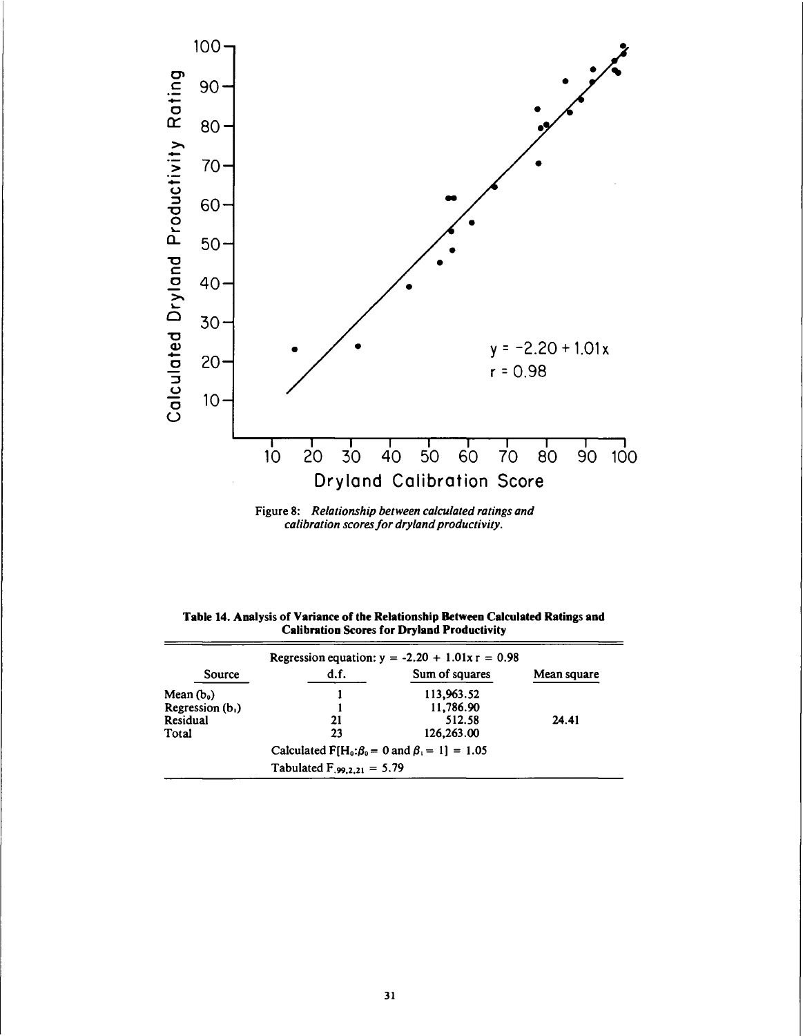Figure 8: *Relationship between calculated ratings and calibration scores for dryland productivity.*

**Table 14. Analysis of Variance of the Relationship Between Calculated Ratings and Calibration Scores for Dryland Productivity**

| | Regression equation: $y = -2.20 + 1.01x$ $r = 0.98$ | | |
|---|---|---|---|
| Source | d.f. | Sum of squares | Mean square |
| Mean ($b_0$) | 1 | 113,963.52 | |
| Regression ($b_1$) | 1 | 11,786.90 | |
| Residual | 21 | 512.58 | 24.41 |
| Total | 23 | 126,263.00 | |
| | Calculated $F[H_0: \beta_0 = 0 \text{ and } \beta_1 = 1] = 1.05$ | | |
| | Tabulated $F_{.99,2,21} = 5.79$ | | |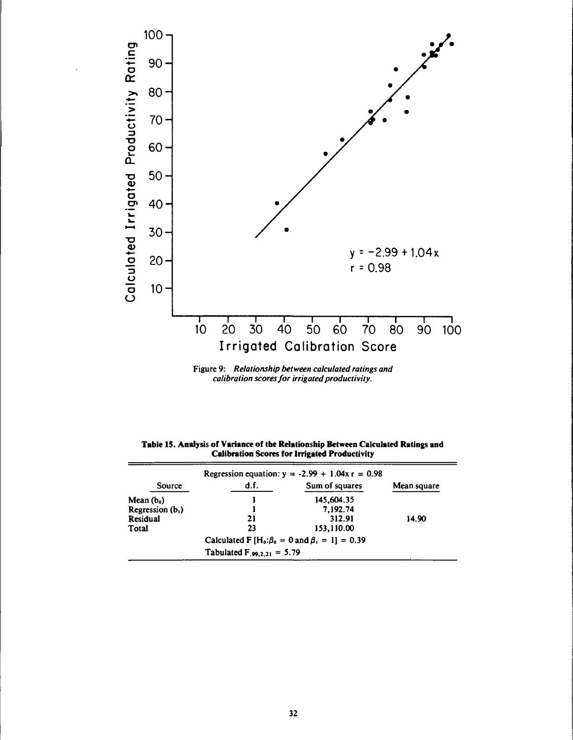Figure 9: *Relationship between calculated ratings and calibration scores for irrigated productivity.*

**Table 15. Analysis of Variance of the Relationship Between Calculated Ratings and Calibration Scores for Irrigated Productivity**

| | Regression equation: $y = -2.99 + 1.04x$ $r = 0.98$ | | |
|---|---|---|---|
| Source | d.f. | Sum of squares | Mean square |
| Mean ($b_0$) | 1 | 145,604.35 | |
| Regression ($b_1$) | 1 | 7,192.74 | |
| Residual | 21 | 312.91 | 14.90 |
| Total | 23 | 153,110.00 | |
| | Calculated F [$H_0$: $\beta_0 = 0$ and $\beta_1 = 1$] = 0.39 | | |
| | Tabulated $F_{.99,2,21} = 5.79$ | | |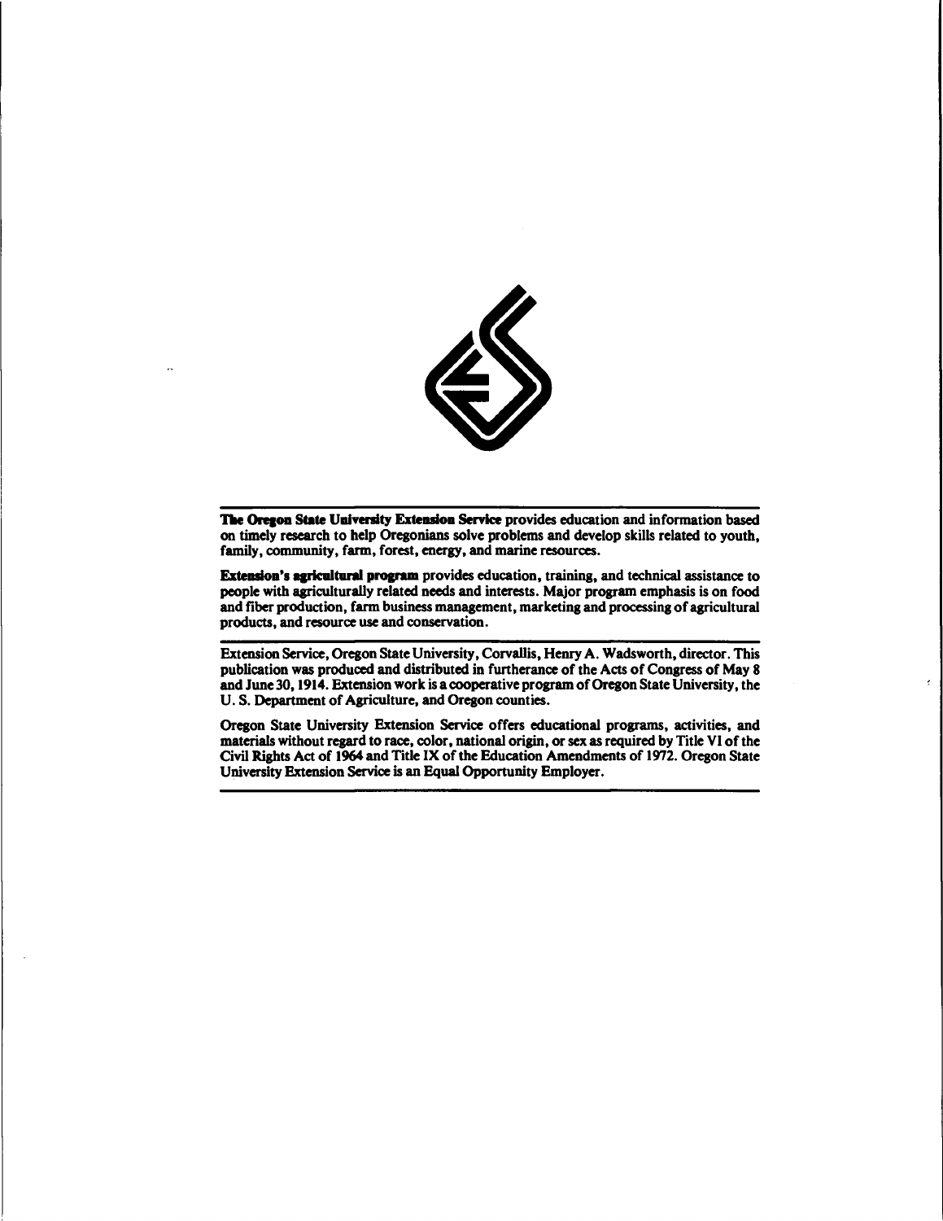**The Oregon State University Extension Service** provides education and information based on timely research to help Oregonians solve problems and develop skills related to youth, family, community, farm, forest, energy, and marine resources.

**Extension's agricultural program** provides education, training, and technical assistance to people with agriculturally related needs and interests. Major program emphasis is on food and fiber production, farm business management, marketing and processing of agricultural products, and resource use and conservation.

Extension Service, Oregon State University, Corvallis, Henry A. Wadsworth, director. This publication was produced and distributed in furtherance of the Acts of Congress of May 8 and June 30, 1914. Extension work is a cooperative program of Oregon State University, the U. S. Department of Agriculture, and Oregon counties.

Oregon State University Extension Service offers educational programs, activities, and materials without regard to race, color, national origin, or sex as required by Title VI of the Civil Rights Act of 1964 and Title IX of the Education Amendments of 1972. Oregon State University Extension Service is an Equal Opportunity Employer.